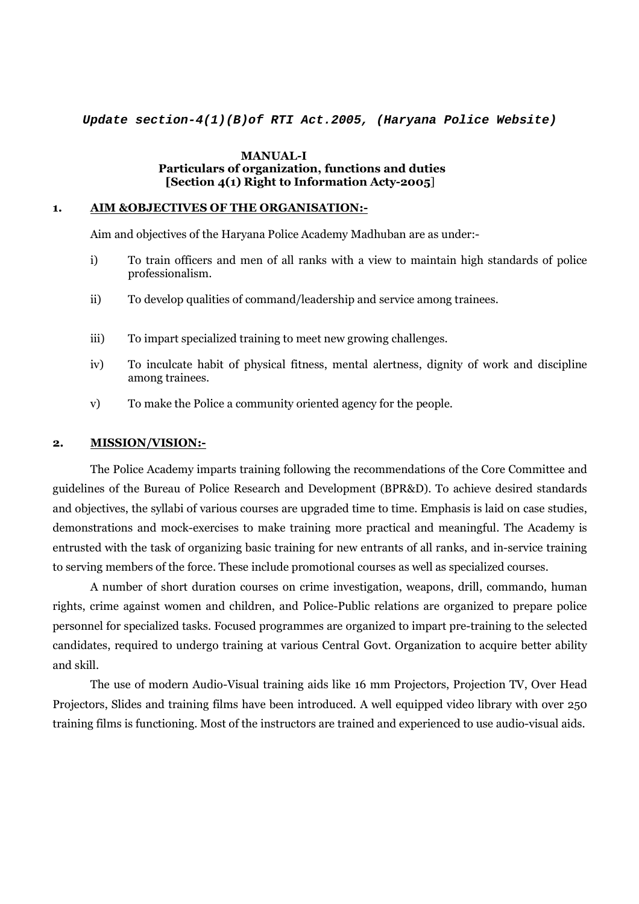***Update section-4(1)(B)of RTI Act.2005, (Haryana Police Website)***

**MANUAL-I**
**Particulars of organization, functions and duties**
**[Section 4(1) Right to Information Acty-2005]**

## 1. AIM &OBJECTIVES OF THE ORGANISATION:-

Aim and objectives of the Haryana Police Academy Madhuban are as under:-

i) To train officers and men of all ranks with a view to maintain high standards of police professionalism.

ii) To develop qualities of command/leadership and service among trainees.

iii) To impart specialized training to meet new growing challenges.

iv) To inculcate habit of physical fitness, mental alertness, dignity of work and discipline among trainees.

v) To make the Police a community oriented agency for the people.

## 2. MISSION/VISION:-

The Police Academy imparts training following the recommendations of the Core Committee and guidelines of the Bureau of Police Research and Development (BPR&D). To achieve desired standards and objectives, the syllabi of various courses are upgraded time to time. Emphasis is laid on case studies, demonstrations and mock-exercises to make training more practical and meaningful. The Academy is entrusted with the task of organizing basic training for new entrants of all ranks, and in-service training to serving members of the force. These include promotional courses as well as specialized courses.

A number of short duration courses on crime investigation, weapons, drill, commando, human rights, crime against women and children, and Police-Public relations are organized to prepare police personnel for specialized tasks. Focused programmes are organized to impart pre-training to the selected candidates, required to undergo training at various Central Govt. Organization to acquire better ability and skill.

The use of modern Audio-Visual training aids like 16 mm Projectors, Projection TV, Over Head Projectors, Slides and training films have been introduced. A well equipped video library with over 250 training films is functioning. Most of the instructors are trained and experienced to use audio-visual aids.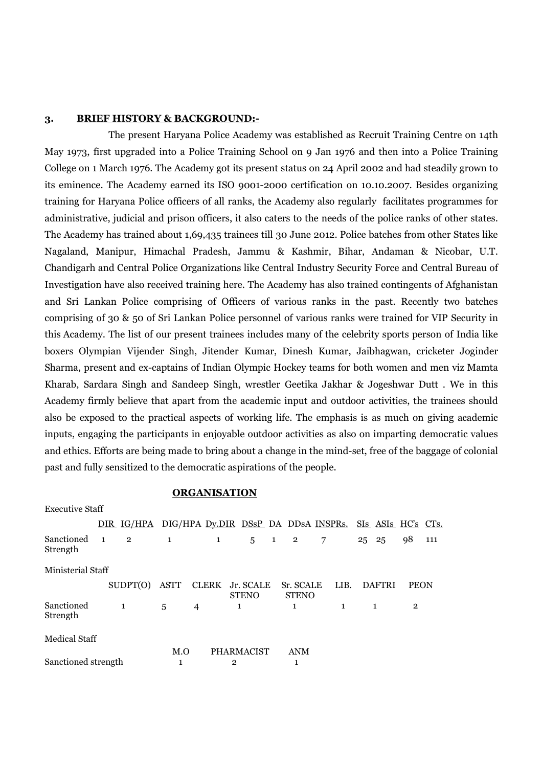## 3. BRIEF HISTORY & BACKGROUND:-

The present Haryana Police Academy was established as Recruit Training Centre on 14th May 1973, first upgraded into a Police Training School on 9 Jan 1976 and then into a Police Training College on 1 March 1976. The Academy got its present status on 24 April 2002 and had steadily grown to its eminence. The Academy earned its ISO 9001-2000 certification on 10.10.2007. Besides organizing training for Haryana Police officers of all ranks, the Academy also regularly facilitates programmes for administrative, judicial and prison officers, it also caters to the needs of the police ranks of other states. The Academy has trained about 1,69,435 trainees till 30 June 2012. Police batches from other States like Nagaland, Manipur, Himachal Pradesh, Jammu & Kashmir, Bihar, Andaman & Nicobar, U.T. Chandigarh and Central Police Organizations like Central Industry Security Force and Central Bureau of Investigation have also received training here. The Academy has also trained contingents of Afghanistan and Sri Lankan Police comprising of Officers of various ranks in the past. Recently two batches comprising of 30 & 50 of Sri Lankan Police personnel of various ranks were trained for VIP Security in this Academy. The list of our present trainees includes many of the celebrity sports person of India like boxers Olympian Vijender Singh, Jitender Kumar, Dinesh Kumar, Jaibhagwan, cricketer Joginder Sharma, present and ex-captains of Indian Olympic Hockey teams for both women and men viz Mamta Kharab, Sardara Singh and Sandeep Singh, wrestler Geetika Jakhar & Jogeshwar Dutt . We in this Academy firmly believe that apart from the academic input and outdoor activities, the trainees should also be exposed to the practical aspects of working life. The emphasis is as much on giving academic inputs, engaging the participants in enjoyable outdoor activities as also on imparting democratic values and ethics. Efforts are being made to bring about a change in the mind-set, free of the baggage of colonial past and fully sensitized to the democratic aspirations of the people.

### ORGANISATION

Executive Staff

| | DIR | IG/HPA | DIG/HPA | Dy.DIR | DSsP | DA | DDsA | INSPRs. | SIs | ASIs | HC's | CTs. |
|---|---|---|---|---|---|---|---|---|---|---|---|---|
| Sanctioned Strength | 1 | 2 | 1 | 1 | 5 | 1 | 2 | 7 | 25 | 25 | 98 | 111 |

Ministerial Staff

| | SUDPT(O) | ASTT | CLERK | Jr. SCALE STENO | Sr. SCALE STENO | LIB. | DAFTRI | PEON |
|---|---|---|---|---|---|---|---|---|
| Sanctioned Strength | 1 | 5 | 4 | 1 | 1 | 1 | 1 | 2 |

Medical Staff

| | M.O | PHARMACIST | ANM |
|---|---|---|---|
| Sanctioned strength | 1 | 2 | 1 |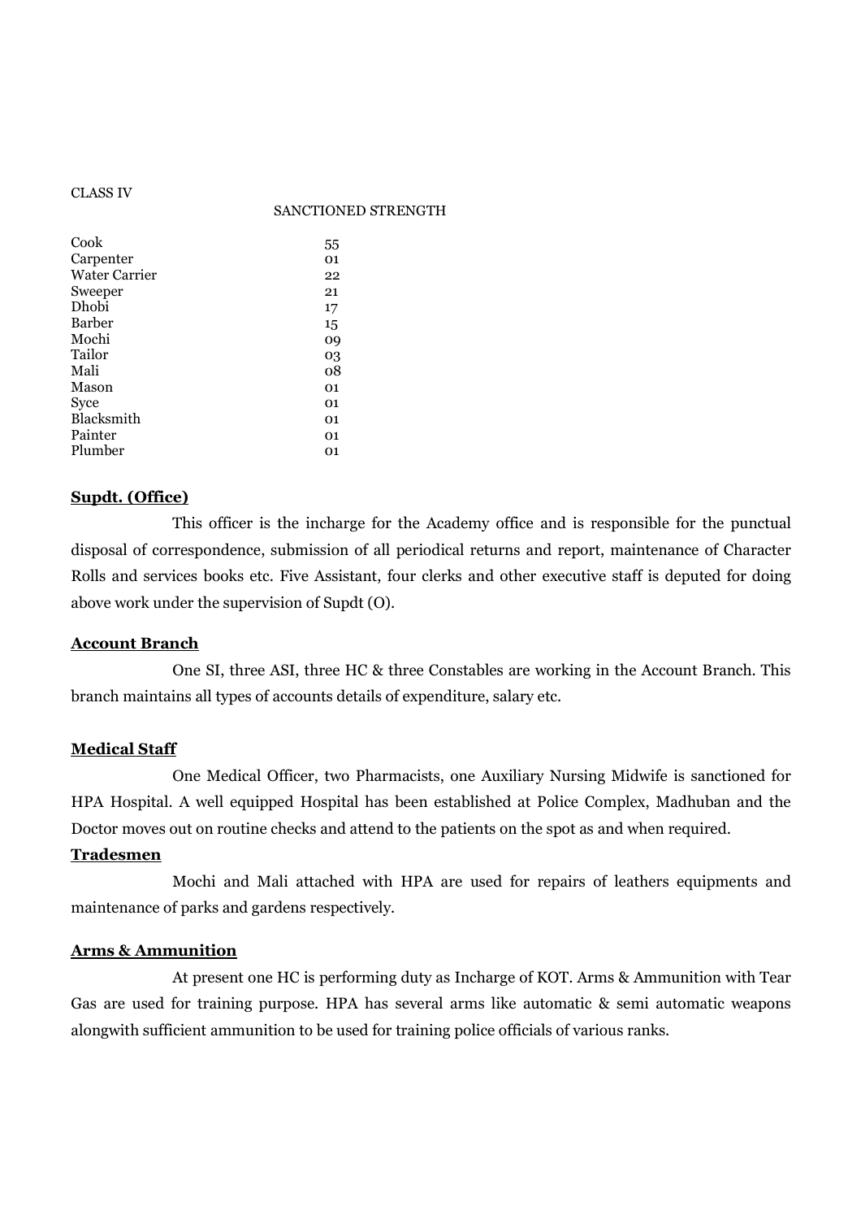CLASS IV

| | SANCTIONED STRENGTH |
|---|---|
| Cook | 55 |
| Carpenter | 01 |
| Water Carrier | 22 |
| Sweeper | 21 |
| Dhobi | 17 |
| Barber | 15 |
| Mochi | 09 |
| Tailor | 03 |
| Mali | 08 |
| Mason | 01 |
| Syce | 01 |
| Blacksmith | 01 |
| Painter | 01 |
| Plumber | 01 |

**Supdt. (Office)**

This officer is the incharge for the Academy office and is responsible for the punctual disposal of correspondence, submission of all periodical returns and report, maintenance of Character Rolls and services books etc. Five Assistant, four clerks and other executive staff is deputed for doing above work under the supervision of Supdt (O).

**Account Branch**

One SI, three ASI, three HC & three Constables are working in the Account Branch. This branch maintains all types of accounts details of expenditure, salary etc.

**Medical Staff**

One Medical Officer, two Pharmacists, one Auxiliary Nursing Midwife is sanctioned for HPA Hospital. A well equipped Hospital has been established at Police Complex, Madhuban and the Doctor moves out on routine checks and attend to the patients on the spot as and when required.

**Tradesmen**

Mochi and Mali attached with HPA are used for repairs of leathers equipments and maintenance of parks and gardens respectively.

**Arms & Ammunition**

At present one HC is performing duty as Incharge of KOT. Arms & Ammunition with Tear Gas are used for training purpose. HPA has several arms like automatic & semi automatic weapons alongwith sufficient ammunition to be used for training police officials of various ranks.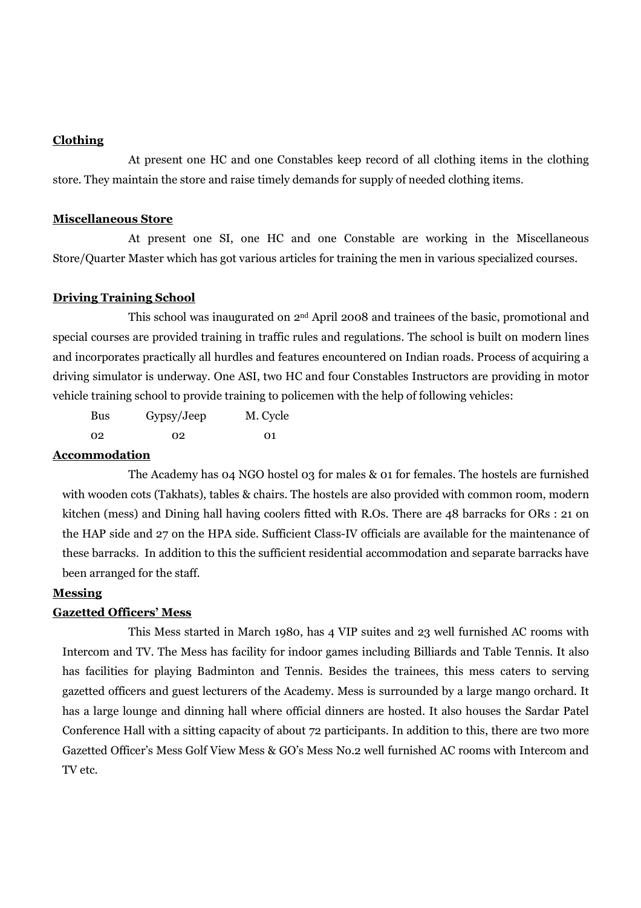**Clothing**

At present one HC and one Constables keep record of all clothing items in the clothing store. They maintain the store and raise timely demands for supply of needed clothing items.

**Miscellaneous Store**

At present one SI, one HC and one Constable are working in the Miscellaneous Store/Quarter Master which has got various articles for training the men in various specialized courses.

**Driving Training School**

This school was inaugurated on 2nd April 2008 and trainees of the basic, promotional and special courses are provided training in traffic rules and regulations. The school is built on modern lines and incorporates practically all hurdles and features encountered on Indian roads. Process of acquiring a driving simulator is underway. One ASI, two HC and four Constables Instructors are providing in motor vehicle training school to provide training to policemen with the help of following vehicles:

| Bus | Gypsy/Jeep | M. Cycle |
|---|---|---|
| 02 | 02 | 01 |

**Accommodation**

The Academy has 04 NGO hostel 03 for males & 01 for females. The hostels are furnished with wooden cots (Takhats), tables & chairs. The hostels are also provided with common room, modern kitchen (mess) and Dining hall having coolers fitted with R.Os. There are 48 barracks for ORs : 21 on the HAP side and 27 on the HPA side. Sufficient Class-IV officials are available for the maintenance of these barracks. In addition to this the sufficient residential accommodation and separate barracks have been arranged for the staff.

**Messing**

**Gazetted Officers' Mess**

This Mess started in March 1980, has 4 VIP suites and 23 well furnished AC rooms with Intercom and TV. The Mess has facility for indoor games including Billiards and Table Tennis. It also has facilities for playing Badminton and Tennis. Besides the trainees, this mess caters to serving gazetted officers and guest lecturers of the Academy. Mess is surrounded by a large mango orchard. It has a large lounge and dinning hall where official dinners are hosted. It also houses the Sardar Patel Conference Hall with a sitting capacity of about 72 participants. In addition to this, there are two more Gazetted Officer's Mess Golf View Mess & GO's Mess No.2 well furnished AC rooms with Intercom and TV etc.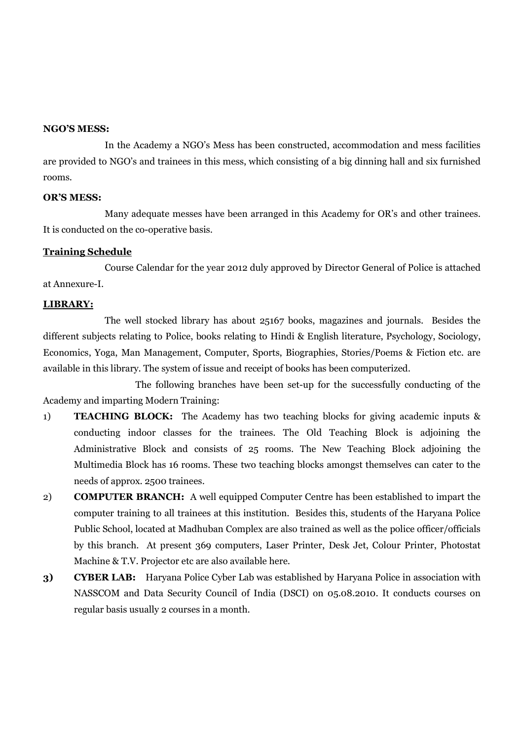**NGO'S MESS:**

In the Academy a NGO's Mess has been constructed, accommodation and mess facilities are provided to NGO's and trainees in this mess, which consisting of a big dinning hall and six furnished rooms.

**OR'S MESS:**

Many adequate messes have been arranged in this Academy for OR's and other trainees. It is conducted on the co-operative basis.

**Training Schedule**

Course Calendar for the year 2012 duly approved by Director General of Police is attached at Annexure-I.

**LIBRARY:**

The well stocked library has about 25167 books, magazines and journals. Besides the different subjects relating to Police, books relating to Hindi & English literature, Psychology, Sociology, Economics, Yoga, Man Management, Computer, Sports, Biographies, Stories/Poems & Fiction etc. are available in this library. The system of issue and receipt of books has been computerized.

The following branches have been set-up for the successfully conducting of the Academy and imparting Modern Training:

1) **TEACHING BLOCK:** The Academy has two teaching blocks for giving academic inputs & conducting indoor classes for the trainees. The Old Teaching Block is adjoining the Administrative Block and consists of 25 rooms. The New Teaching Block adjoining the Multimedia Block has 16 rooms. These two teaching blocks amongst themselves can cater to the needs of approx. 2500 trainees.
2) **COMPUTER BRANCH:** A well equipped Computer Centre has been established to impart the computer training to all trainees at this institution. Besides this, students of the Haryana Police Public School, located at Madhuban Complex are also trained as well as the police officer/officials by this branch. At present 369 computers, Laser Printer, Desk Jet, Colour Printer, Photostat Machine & T.V. Projector etc are also available here.
3) **CYBER LAB:** Haryana Police Cyber Lab was established by Haryana Police in association with NASSCOM and Data Security Council of India (DSCI) on 05.08.2010. It conducts courses on regular basis usually 2 courses in a month.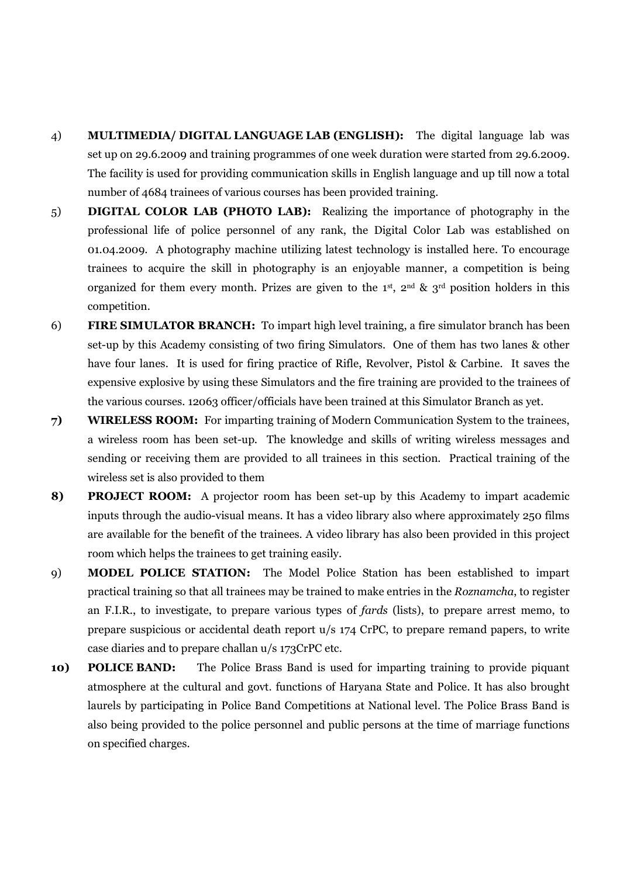4) **MULTIMEDIA/ DIGITAL LANGUAGE LAB (ENGLISH):** The digital language lab was set up on 29.6.2009 and training programmes of one week duration were started from 29.6.2009. The facility is used for providing communication skills in English language and up till now a total number of 4684 trainees of various courses has been provided training.

5) **DIGITAL COLOR LAB (PHOTO LAB):** Realizing the importance of photography in the professional life of police personnel of any rank, the Digital Color Lab was established on 01.04.2009. A photography machine utilizing latest technology is installed here. To encourage trainees to acquire the skill in photography is an enjoyable manner, a competition is being organized for them every month. Prizes are given to the 1st, 2nd & 3rd position holders in this competition.

6) **FIRE SIMULATOR BRANCH:** To impart high level training, a fire simulator branch has been set-up by this Academy consisting of two firing Simulators. One of them has two lanes & other have four lanes. It is used for firing practice of Rifle, Revolver, Pistol & Carbine. It saves the expensive explosive by using these Simulators and the fire training are provided to the trainees of the various courses. 12063 officer/officials have been trained at this Simulator Branch as yet.

**7) WIRELESS ROOM:** For imparting training of Modern Communication System to the trainees, a wireless room has been set-up. The knowledge and skills of writing wireless messages and sending or receiving them are provided to all trainees in this section. Practical training of the wireless set is also provided to them

**8) PROJECT ROOM:** A projector room has been set-up by this Academy to impart academic inputs through the audio-visual means. It has a video library also where approximately 250 films are available for the benefit of the trainees. A video library has also been provided in this project room which helps the trainees to get training easily.

9) **MODEL POLICE STATION:** The Model Police Station has been established to impart practical training so that all trainees may be trained to make entries in the *Roznamcha*, to register an F.I.R., to investigate, to prepare various types of *fards* (lists), to prepare arrest memo, to prepare suspicious or accidental death report u/s 174 CrPC, to prepare remand papers, to write case diaries and to prepare challan u/s 173CrPC etc.

**10) POLICE BAND:** The Police Brass Band is used for imparting training to provide piquant atmosphere at the cultural and govt. functions of Haryana State and Police. It has also brought laurels by participating in Police Band Competitions at National level. The Police Brass Band is also being provided to the police personnel and public persons at the time of marriage functions on specified charges.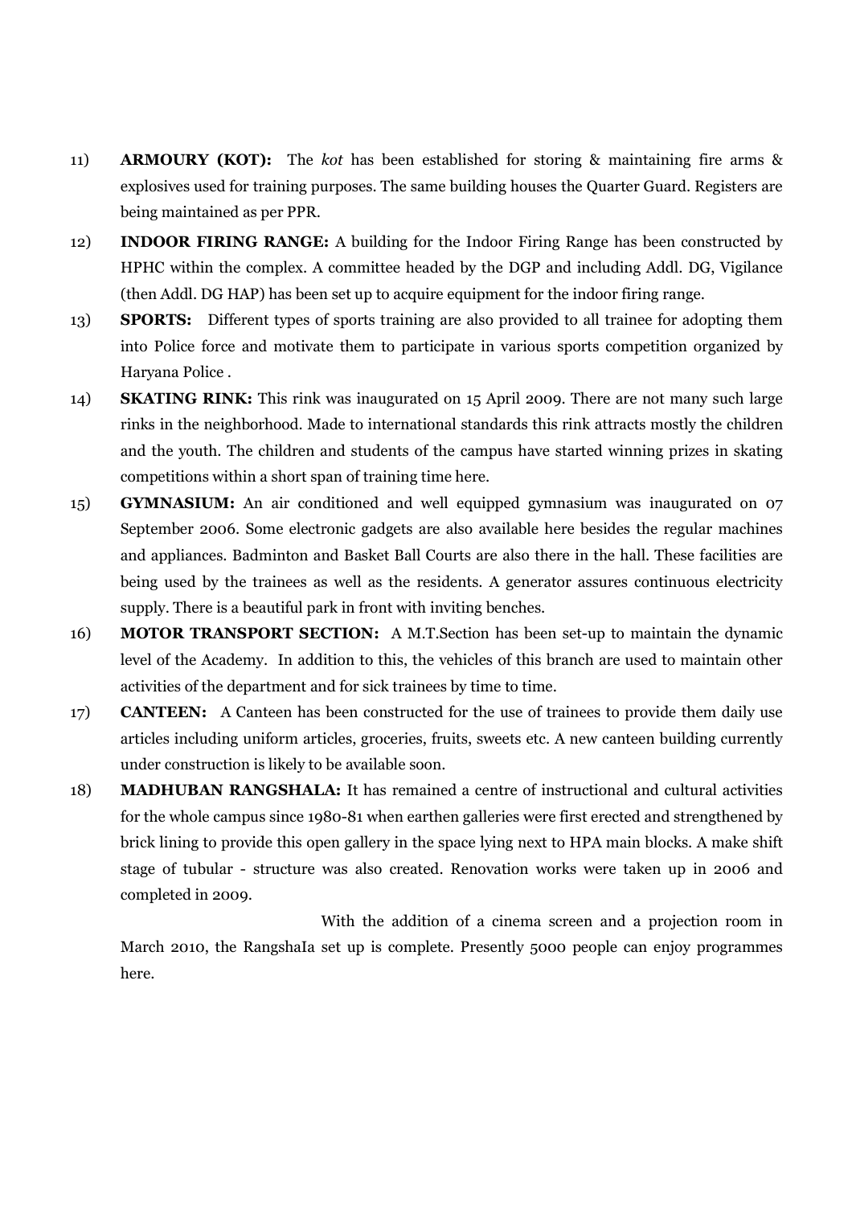11) **ARMOURY (KOT):** The *kot* has been established for storing & maintaining fire arms & explosives used for training purposes. The same building houses the Quarter Guard. Registers are being maintained as per PPR.

12) **INDOOR FIRING RANGE:** A building for the Indoor Firing Range has been constructed by HPHC within the complex. A committee headed by the DGP and including Addl. DG, Vigilance (then Addl. DG HAP) has been set up to acquire equipment for the indoor firing range.

13) **SPORTS:** Different types of sports training are also provided to all trainee for adopting them into Police force and motivate them to participate in various sports competition organized by Haryana Police .

14) **SKATING RINK:** This rink was inaugurated on 15 April 2009. There are not many such large rinks in the neighborhood. Made to international standards this rink attracts mostly the children and the youth. The children and students of the campus have started winning prizes in skating competitions within a short span of training time here.

15) **GYMNASIUM:** An air conditioned and well equipped gymnasium was inaugurated on 07 September 2006. Some electronic gadgets are also available here besides the regular machines and appliances. Badminton and Basket Ball Courts are also there in the hall. These facilities are being used by the trainees as well as the residents. A generator assures continuous electricity supply. There is a beautiful park in front with inviting benches.

16) **MOTOR TRANSPORT SECTION:** A M.T.Section has been set-up to maintain the dynamic level of the Academy. In addition to this, the vehicles of this branch are used to maintain other activities of the department and for sick trainees by time to time.

17) **CANTEEN:** A Canteen has been constructed for the use of trainees to provide them daily use articles including uniform articles, groceries, fruits, sweets etc. A new canteen building currently under construction is likely to be available soon.

18) **MADHUBAN RANGSHALA:** It has remained a centre of instructional and cultural activities for the whole campus since 1980-81 when earthen galleries were first erected and strengthened by brick lining to provide this open gallery in the space lying next to HPA main blocks. A make shift stage of tubular - structure was also created. Renovation works were taken up in 2006 and completed in 2009.

With the addition of a cinema screen and a projection room in March 2010, the RangshaIa set up is complete. Presently 5000 people can enjoy programmes here.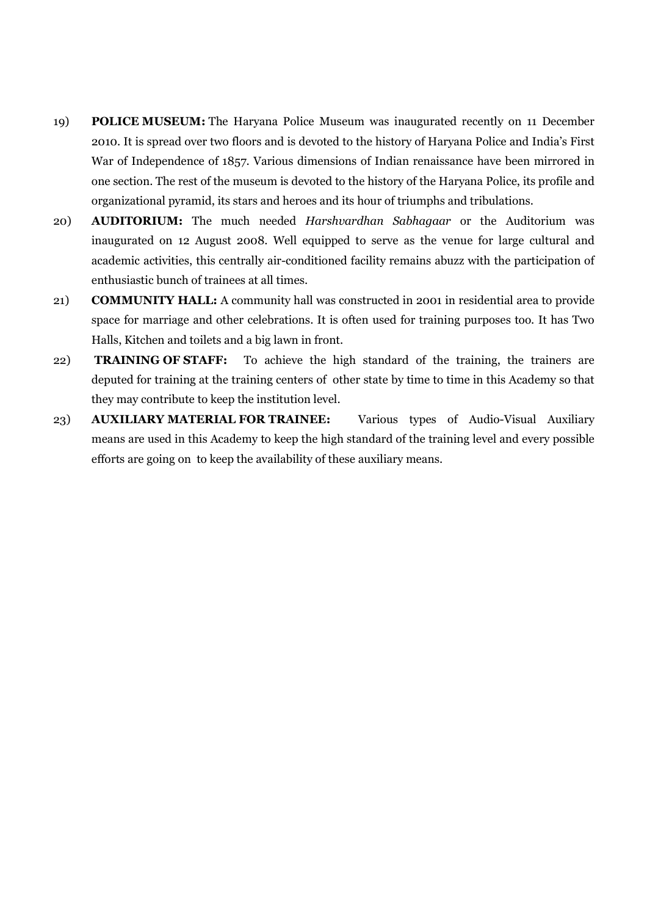19) **POLICE MUSEUM:** The Haryana Police Museum was inaugurated recently on 11 December 2010. It is spread over two floors and is devoted to the history of Haryana Police and India's First War of Independence of 1857. Various dimensions of Indian renaissance have been mirrored in one section. The rest of the museum is devoted to the history of the Haryana Police, its profile and organizational pyramid, its stars and heroes and its hour of triumphs and tribulations.

20) **AUDITORIUM:** The much needed *Harshvardhan Sabhagaar* or the Auditorium was inaugurated on 12 August 2008. Well equipped to serve as the venue for large cultural and academic activities, this centrally air-conditioned facility remains abuzz with the participation of enthusiastic bunch of trainees at all times.

21) **COMMUNITY HALL:** A community hall was constructed in 2001 in residential area to provide space for marriage and other celebrations. It is often used for training purposes too. It has Two Halls, Kitchen and toilets and a big lawn in front.

22) **TRAINING OF STAFF:** To achieve the high standard of the training, the trainers are deputed for training at the training centers of other state by time to time in this Academy so that they may contribute to keep the institution level.

23) **AUXILIARY MATERIAL FOR TRAINEE:** Various types of Audio-Visual Auxiliary means are used in this Academy to keep the high standard of the training level and every possible efforts are going on to keep the availability of these auxiliary means.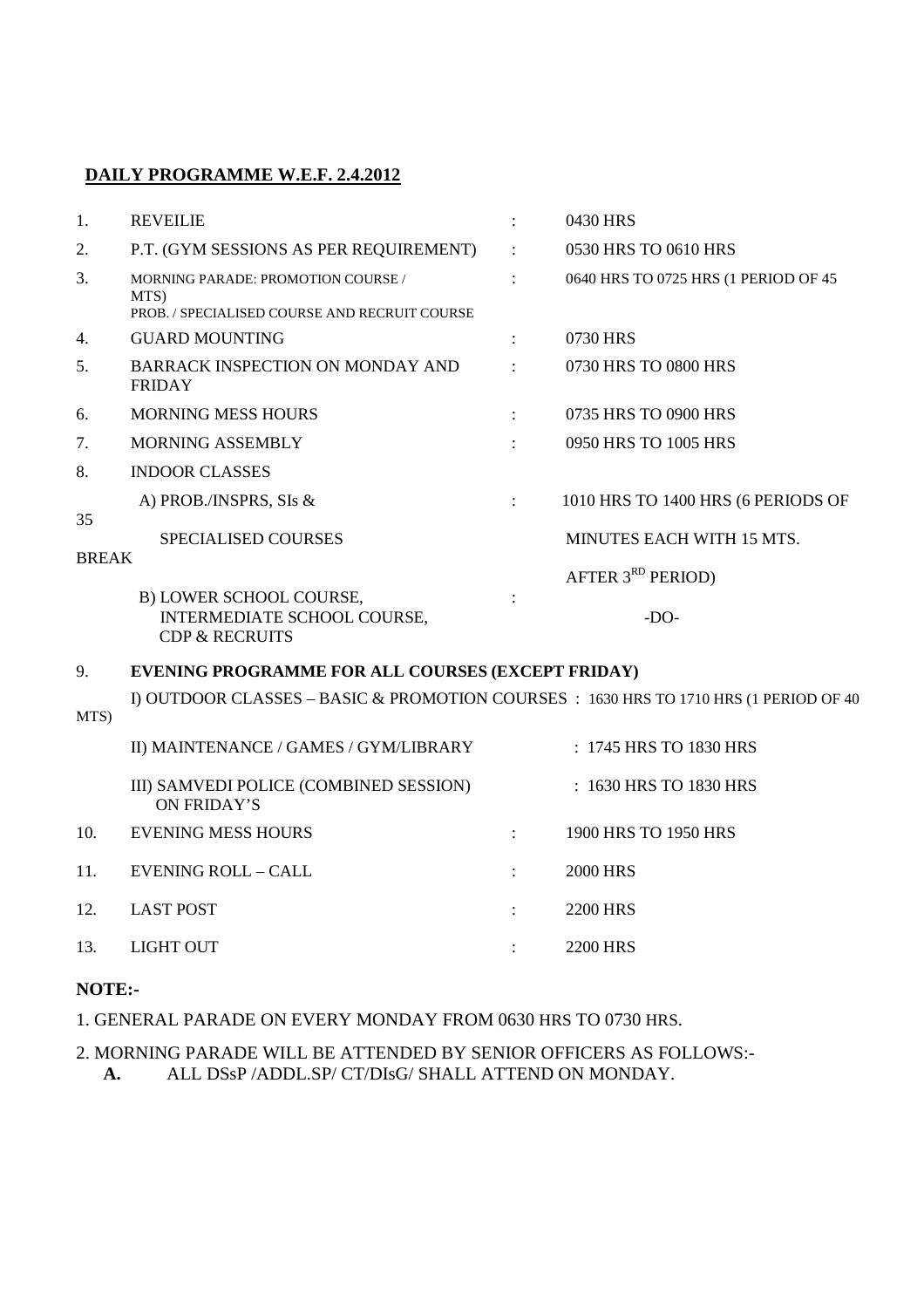## DAILY PROGRAMME W.E.F. 2.4.2012

| | | | |
|---|---|---|---|
| 1. | REVEILIE | : | 0430 HRS |
| 2. | P.T. (GYM SESSIONS AS PER REQUIREMENT) | : | 0530 HRS TO 0610 HRS |
| 3. | MORNING PARADE: PROMOTION COURSE / PROB. / SPECIALISED COURSE AND RECRUIT COURSE | : | 0640 HRS TO 0725 HRS (1 PERIOD OF 45 MTS) |
| 4. | GUARD MOUNTING | : | 0730 HRS |
| 5. | BARRACK INSPECTION ON MONDAY AND FRIDAY | : | 0730 HRS TO 0800 HRS |
| 6. | MORNING MESS HOURS | : | 0735 HRS TO 0900 HRS |
| 7. | MORNING ASSEMBLY | : | 0950 HRS TO 1005 HRS |
| 8. | INDOOR CLASSES | | |
| | A) PROB./INSPRS, SIs & SPECIALISED COURSES | : | 1010 HRS TO 1400 HRS (6 PERIODS OF 35 MINUTES EACH WITH 15 MTS. BREAK AFTER 3RD PERIOD) |
| | B) LOWER SCHOOL COURSE, INTERMEDIATE SCHOOL COURSE, CDP & RECRUITS | : | -DO- |
| 9. | **EVENING PROGRAMME FOR ALL COURSES (EXCEPT FRIDAY)** | | |
| | I) OUTDOOR CLASSES – BASIC & PROMOTION COURSES | : | 1630 HRS TO 1710 HRS (1 PERIOD OF 40 MTS) |
| | II) MAINTENANCE / GAMES / GYM/LIBRARY | : | 1745 HRS TO 1830 HRS |
| | III) SAMVEDI POLICE (COMBINED SESSION) ON FRIDAY'S | : | 1630 HRS TO 1830 HRS |
| 10. | EVENING MESS HOURS | : | 1900 HRS TO 1950 HRS |
| 11. | EVENING ROLL – CALL | : | 2000 HRS |
| 12. | LAST POST | : | 2200 HRS |
| 13. | LIGHT OUT | : | 2200 HRS |

**NOTE:-**

1. GENERAL PARADE ON EVERY MONDAY FROM 0630 HRS TO 0730 HRS.

2. MORNING PARADE WILL BE ATTENDED BY SENIOR OFFICERS AS FOLLOWS:-
   **A.** ALL DSsP /ADDL.SP/ CT/DIsG/ SHALL ATTEND ON MONDAY.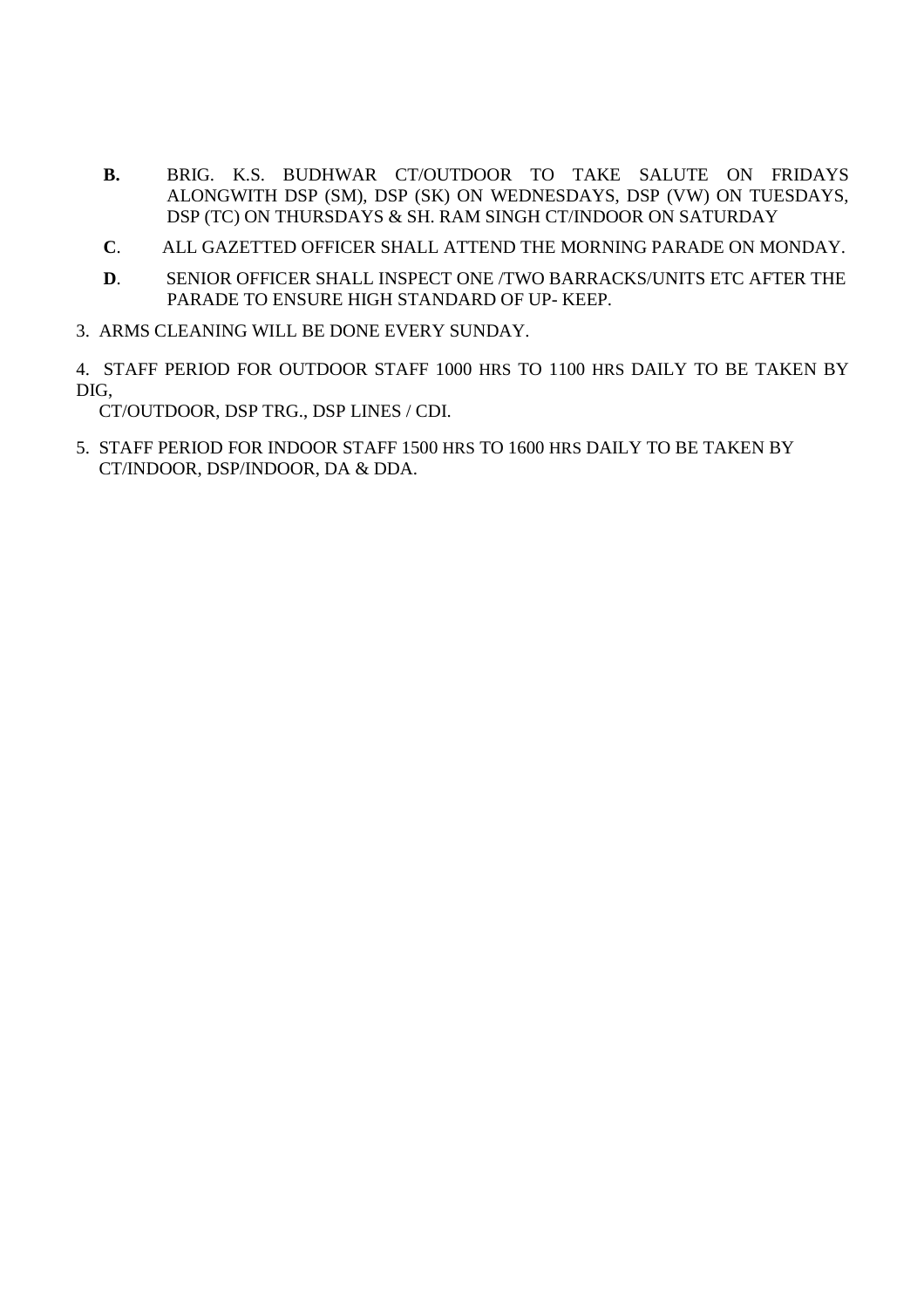**B.** BRIG. K.S. BUDHWAR CT/OUTDOOR TO TAKE SALUTE ON FRIDAYS ALONGWITH DSP (SM), DSP (SK) ON WEDNESDAYS, DSP (VW) ON TUESDAYS, DSP (TC) ON THURSDAYS & SH. RAM SINGH CT/INDOOR ON SATURDAY

**C**. ALL GAZETTED OFFICER SHALL ATTEND THE MORNING PARADE ON MONDAY.

**D**. SENIOR OFFICER SHALL INSPECT ONE /TWO BARRACKS/UNITS ETC AFTER THE PARADE TO ENSURE HIGH STANDARD OF UP- KEEP.

3. ARMS CLEANING WILL BE DONE EVERY SUNDAY.

4. STAFF PERIOD FOR OUTDOOR STAFF 1000 HRS TO 1100 HRS DAILY TO BE TAKEN BY DIG, CT/OUTDOOR, DSP TRG., DSP LINES / CDI.

5. STAFF PERIOD FOR INDOOR STAFF 1500 HRS TO 1600 HRS DAILY TO BE TAKEN BY CT/INDOOR, DSP/INDOOR, DA & DDA.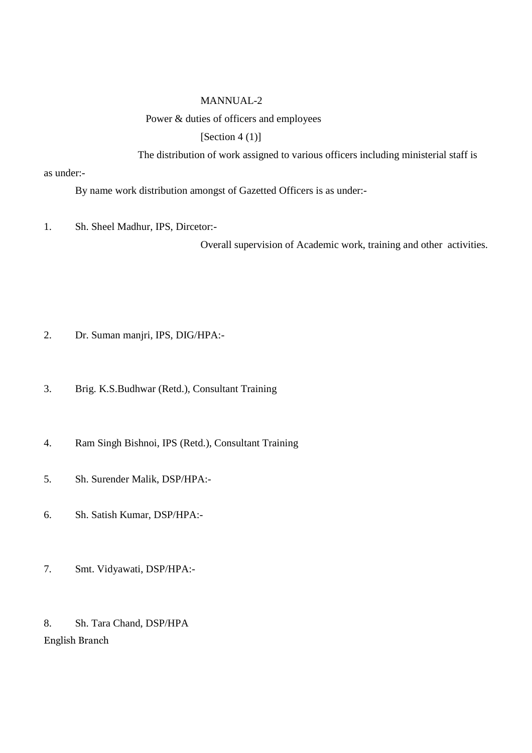MANNUAL-2

Power & duties of officers and employees

[Section 4 (1)]

The distribution of work assigned to various officers including ministerial staff is as under:-

By name work distribution amongst of Gazetted Officers is as under:-

1. Sh. Sheel Madhur, IPS, Dircetor:-

   Overall supervision of Academic work, training and other activities.

2. Dr. Suman manjri, IPS, DIG/HPA:-

3. Brig. K.S.Budhwar (Retd.), Consultant Training

4. Ram Singh Bishnoi, IPS (Retd.), Consultant Training

5. Sh. Surender Malik, DSP/HPA:-

6. Sh. Satish Kumar, DSP/HPA:-

7. Smt. Vidyawati, DSP/HPA:-

8. Sh. Tara Chand, DSP/HPA

English Branch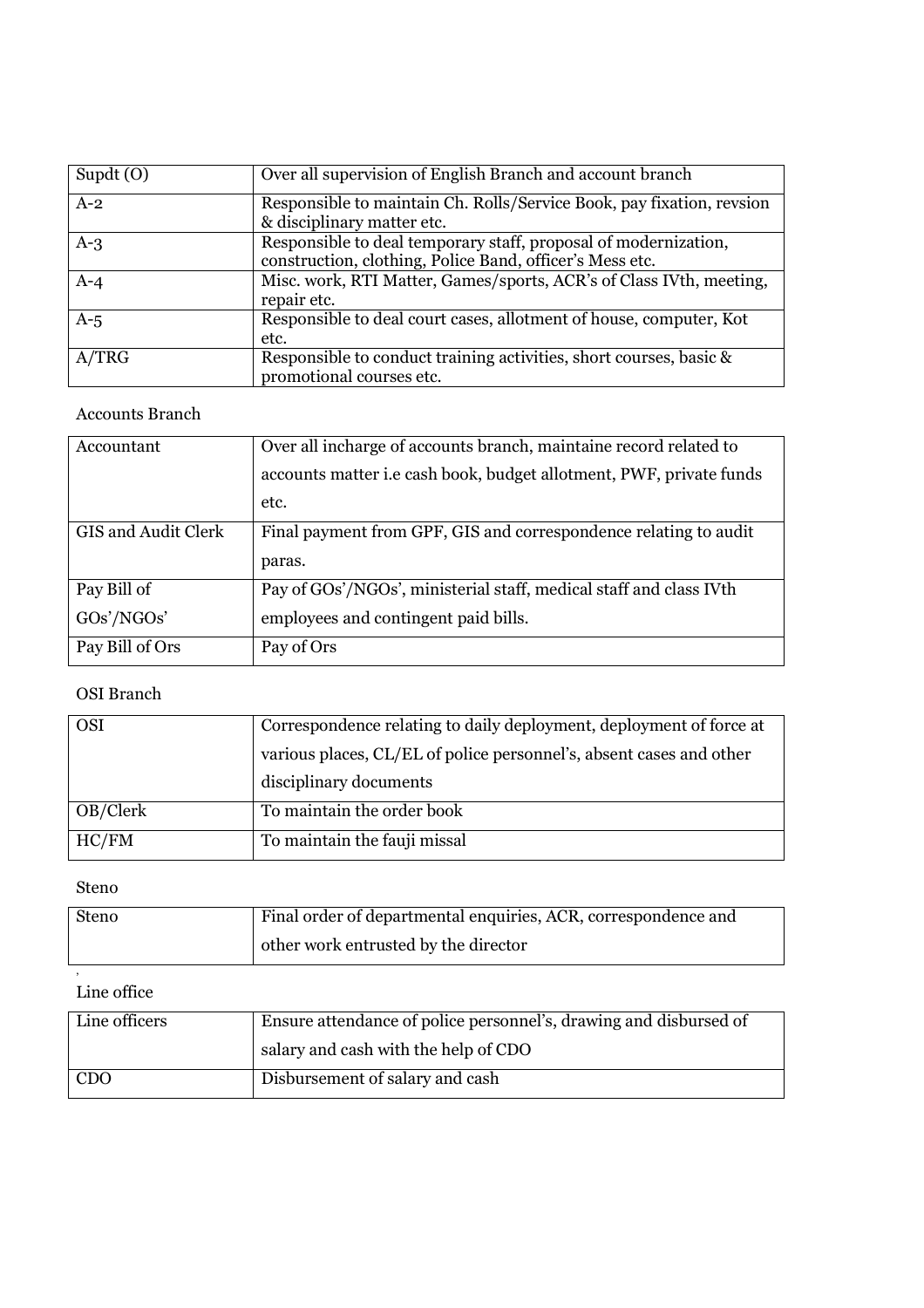| Supdt (O) | Over all supervision of English Branch and account branch |
|---|---|
| A-2 | Responsible to maintain Ch. Rolls/Service Book, pay fixation, revsion & disciplinary matter etc. |
| A-3 | Responsible to deal temporary staff, proposal of modernization, construction, clothing, Police Band, officer's Mess etc. |
| A-4 | Misc. work, RTI Matter, Games/sports, ACR's of Class IVth, meeting, repair etc. |
| A-5 | Responsible to deal court cases, allotment of house, computer, Kot etc. |
| A/TRG | Responsible to conduct training activities, short courses, basic & promotional courses etc. |

Accounts Branch

| Accountant | Over all incharge of accounts branch, maintaine record related to accounts matter i.e cash book, budget allotment, PWF, private funds etc. |
|---|---|
| GIS and Audit Clerk | Final payment from GPF, GIS and correspondence relating to audit paras. |
| Pay Bill of GOs'/NGOs' | Pay of GOs'/NGOs', ministerial staff, medical staff and class IVth employees and contingent paid bills. |
| Pay Bill of Ors | Pay of Ors |

OSI Branch

| OSI | Correspondence relating to daily deployment, deployment of force at various places, CL/EL of police personnel's, absent cases and other disciplinary documents |
|---|---|
| OB/Clerk | To maintain the order book |
| HC/FM | To maintain the fauji missal |

Steno

| Steno | Final order of departmental enquiries, ACR, correspondence and other work entrusted by the director |
|---|---|

Line office

| Line officers | Ensure attendance of police personnel's, drawing and disbursed of salary and cash with the help of CDO |
|---|---|
| CDO | Disbursement of salary and cash |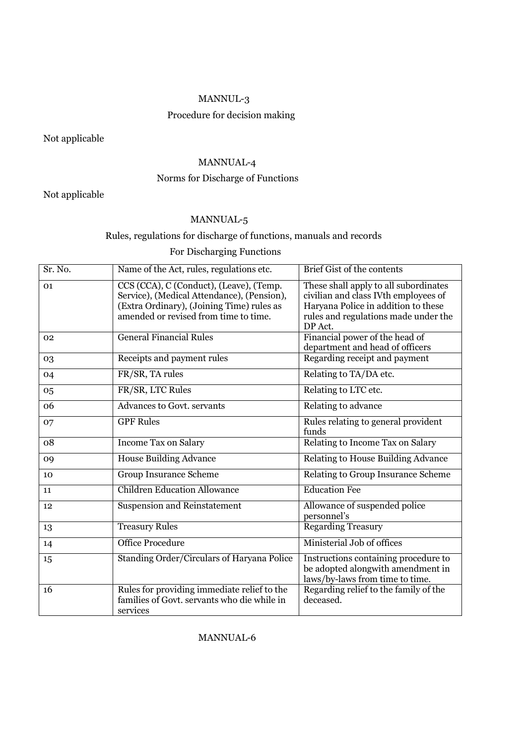## MANNUL-3

### Procedure for decision making

Not applicable

## MANNUAL-4

### Norms for Discharge of Functions

Not applicable

## MANNUAL-5

### Rules, regulations for discharge of functions, manuals and records

### For Discharging Functions

| Sr. No. | Name of the Act, rules, regulations etc. | Brief Gist of the contents |
|---|---|---|
| 01 | CCS (CCA), C (Conduct), (Leave), (Temp. Service), (Medical Attendance), (Pension), (Extra Ordinary), (Joining Time) rules as amended or revised from time to time. | These shall apply to all subordinates civilian and class IVth employees of Haryana Police in addition to these rules and regulations made under the DP Act. |
| 02 | General Financial Rules | Financial power of the head of department and head of officers |
| 03 | Receipts and payment rules | Regarding receipt and payment |
| 04 | FR/SR, TA rules | Relating to TA/DA etc. |
| 05 | FR/SR, LTC Rules | Relating to LTC etc. |
| 06 | Advances to Govt. servants | Relating to advance |
| 07 | GPF Rules | Rules relating to general provident funds |
| 08 | Income Tax on Salary | Relating to Income Tax on Salary |
| 09 | House Building Advance | Relating to House Building Advance |
| 10 | Group Insurance Scheme | Relating to Group Insurance Scheme |
| 11 | Children Education Allowance | Education Fee |
| 12 | Suspension and Reinstatement | Allowance of suspended police personnel's |
| 13 | Treasury Rules | Regarding Treasury |
| 14 | Office Procedure | Ministerial Job of offices |
| 15 | Standing Order/Circulars of Haryana Police | Instructions containing procedure to be adopted alongwith amendment in laws/by-laws from time to time. |
| 16 | Rules for providing immediate relief to the families of Govt. servants who die while in services | Regarding relief to the family of the deceased. |

## MANNUAL-6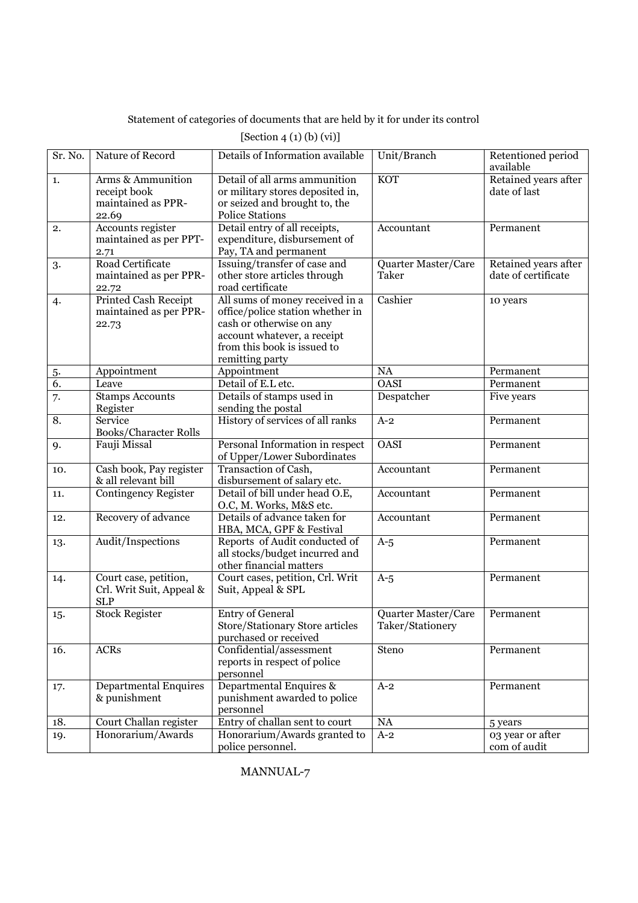Statement of categories of documents that are held by it for under its control

[Section 4 (1) (b) (vi)]

| Sr. No. | Nature of Record | Details of Information available | Unit/Branch | Retentioned period available |
|---|---|---|---|---|
| 1. | Arms & Ammunition receipt book maintained as PPR-22.69 | Detail of all arms ammunition or military stores deposited in, or seized and brought to, the Police Stations | KOT | Retained years after date of last |
| 2. | Accounts register maintained as per PPT-2.71 | Detail entry of all receipts, expenditure, disbursement of Pay, TA and permanent | Accountant | Permanent |
| 3. | Road Certificate maintained as per PPR-22.72 | Issuing/transfer of case and other store articles through road certificate | Quarter Master/Care Taker | Retained years after date of certificate |
| 4. | Printed Cash Receipt maintained as per PPR-22.73 | All sums of money received in a office/police station whether in cash or otherwise on any account whatever, a receipt from this book is issued to remitting party | Cashier | 10 years |
| 5. | Appointment | Appointment | NA | Permanent |
| 6. | Leave | Detail of E.L etc. | OASI | Permanent |
| 7. | Stamps Accounts Register | Details of stamps used in sending the postal | Despatcher | Five years |
| 8. | Service Books/Character Rolls | History of services of all ranks | A-2 | Permanent |
| 9. | Fauji Missal | Personal Information in respect of Upper/Lower Subordinates | OASI | Permanent |
| 10. | Cash book, Pay register & all relevant bill | Transaction of Cash, disbursement of salary etc. | Accountant | Permanent |
| 11. | Contingency Register | Detail of bill under head O.E, O.C, M. Works, M&S etc. | Accountant | Permanent |
| 12. | Recovery of advance | Details of advance taken for HBA, MCA, GPF & Festival | Accountant | Permanent |
| 13. | Audit/Inspections | Reports of Audit conducted of all stocks/budget incurred and other financial matters | A-5 | Permanent |
| 14. | Court case, petition, Crl. Writ Suit, Appeal & SLP | Court cases, petition, Crl. Writ Suit, Appeal & SPL | A-5 | Permanent |
| 15. | Stock Register | Entry of General Store/Stationary Store articles purchased or received | Quarter Master/Care Taker/Stationery | Permanent |
| 16. | ACRs | Confidential/assessment reports in respect of police personnel | Steno | Permanent |
| 17. | Departmental Enquires & punishment | Departmental Enquires & punishment awarded to police personnel | A-2 | Permanent |
| 18. | Court Challan register | Entry of challan sent to court | NA | 5 years |
| 19. | Honorarium/Awards | Honorarium/Awards granted to police personnel. | A-2 | 03 year or after com of audit |

MANNUAL-7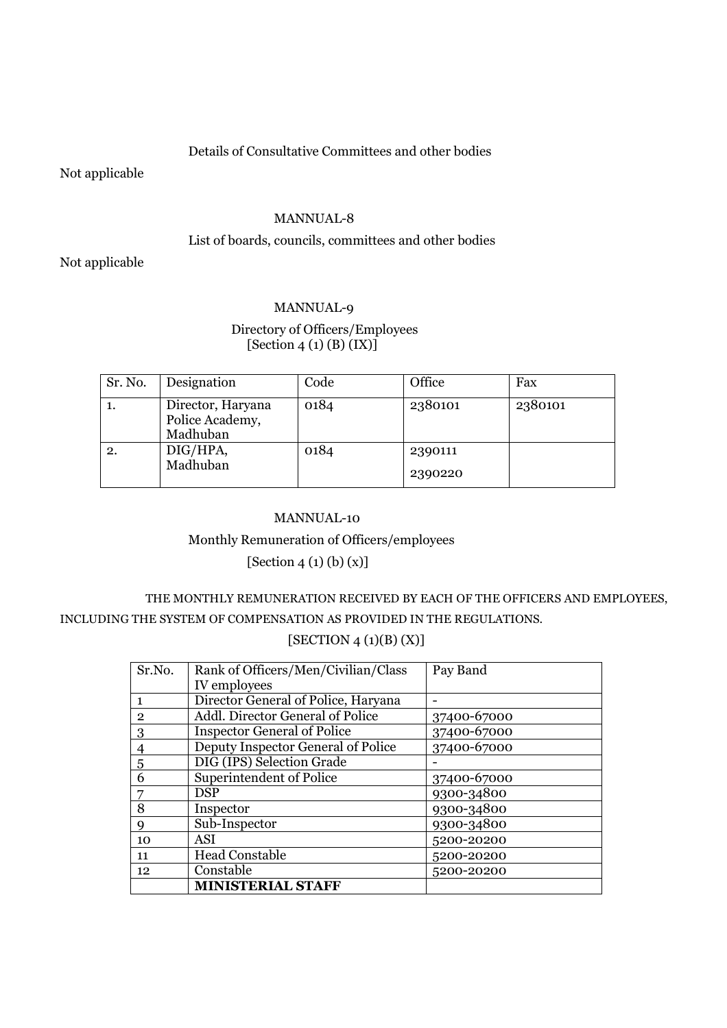Details of Consultative Committees and other bodies

Not applicable

## MANNUAL-8

List of boards, councils, committees and other bodies

Not applicable

## MANNUAL-9

Directory of Officers/Employees
[Section 4 (1) (B) (IX)]

| Sr. No. | Designation | Code | Office | Fax |
|---|---|---|---|---|
| 1. | Director, Haryana Police Academy, Madhuban | 0184 | 2380101 | 2380101 |
| 2. | DIG/HPA, Madhuban | 0184 | 2390111<br>2390220 | |

## MANNUAL-10

Monthly Remuneration of Officers/employees

[Section 4 (1) (b) (x)]

THE MONTHLY REMUNERATION RECEIVED BY EACH OF THE OFFICERS AND EMPLOYEES, INCLUDING THE SYSTEM OF COMPENSATION AS PROVIDED IN THE REGULATIONS.

[SECTION 4 (1)(B) (X)]

| Sr.No. | Rank of Officers/Men/Civilian/Class IV employees | Pay Band |
|---|---|---|
| 1 | Director General of Police, Haryana | - |
| 2 | Addl. Director General of Police | 37400-67000 |
| 3 | Inspector General of Police | 37400-67000 |
| 4 | Deputy Inspector General of Police | 37400-67000 |
| 5 | DIG (IPS) Selection Grade | - |
| 6 | Superintendent of Police | 37400-67000 |
| 7 | DSP | 9300-34800 |
| 8 | Inspector | 9300-34800 |
| 9 | Sub-Inspector | 9300-34800 |
| 10 | ASI | 5200-20200 |
| 11 | Head Constable | 5200-20200 |
| 12 | Constable | 5200-20200 |
| | **MINISTERIAL STAFF** | |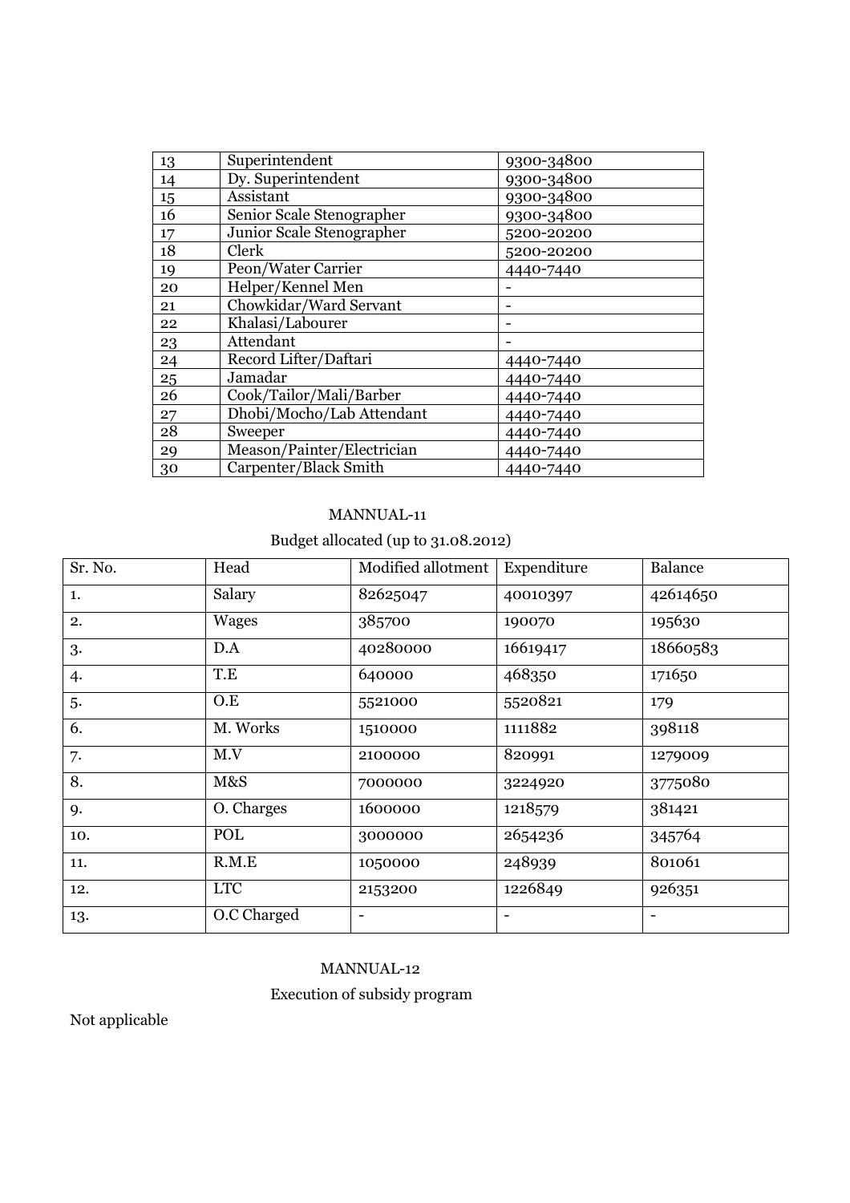| | | |
|---|---|---|
| 13 | Superintendent | 9300-34800 |
| 14 | Dy. Superintendent | 9300-34800 |
| 15 | Assistant | 9300-34800 |
| 16 | Senior Scale Stenographer | 9300-34800 |
| 17 | Junior Scale Stenographer | 5200-20200 |
| 18 | Clerk | 5200-20200 |
| 19 | Peon/Water Carrier | 4440-7440 |
| 20 | Helper/Kennel Men | - |
| 21 | Chowkidar/Ward Servant | - |
| 22 | Khalasi/Labourer | - |
| 23 | Attendant | - |
| 24 | Record Lifter/Daftari | 4440-7440 |
| 25 | Jamadar | 4440-7440 |
| 26 | Cook/Tailor/Mali/Barber | 4440-7440 |
| 27 | Dhobi/Mocho/Lab Attendant | 4440-7440 |
| 28 | Sweeper | 4440-7440 |
| 29 | Meason/Painter/Electrician | 4440-7440 |
| 30 | Carpenter/Black Smith | 4440-7440 |

MANNUAL-11

Budget allocated (up to 31.08.2012)

| Sr. No. | Head | Modified allotment | Expenditure | Balance |
|---|---|---|---|---|
| 1. | Salary | 82625047 | 40010397 | 42614650 |
| 2. | Wages | 385700 | 190070 | 195630 |
| 3. | D.A | 40280000 | 16619417 | 18660583 |
| 4. | T.E | 640000 | 468350 | 171650 |
| 5. | O.E | 5521000 | 5520821 | 179 |
| 6. | M. Works | 1510000 | 1111882 | 398118 |
| 7. | M.V | 2100000 | 820991 | 1279009 |
| 8. | M&S | 7000000 | 3224920 | 3775080 |
| 9. | O. Charges | 1600000 | 1218579 | 381421 |
| 10. | POL | 3000000 | 2654236 | 345764 |
| 11. | R.M.E | 1050000 | 248939 | 801061 |
| 12. | LTC | 2153200 | 1226849 | 926351 |
| 13. | O.C Charged | - | - | - |

MANNUAL-12

Execution of subsidy program

Not applicable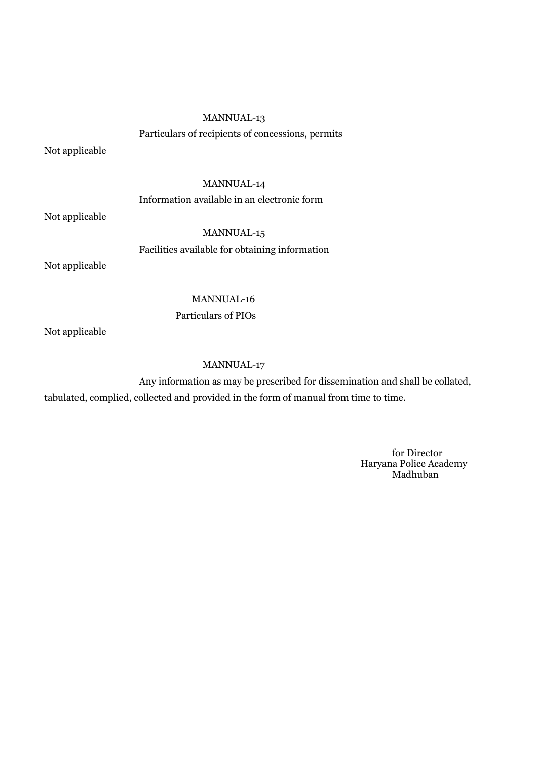## MANNUAL-13

### Particulars of recipients of concessions, permits

Not applicable

## MANNUAL-14

### Information available in an electronic form

Not applicable

## MANNUAL-15

### Facilities available for obtaining information

Not applicable

## MANNUAL-16

### Particulars of PIOs

Not applicable

## MANNUAL-17

Any information as may be prescribed for dissemination and shall be collated, tabulated, complied, collected and provided in the form of manual from time to time.

for Director
Haryana Police Academy
Madhuban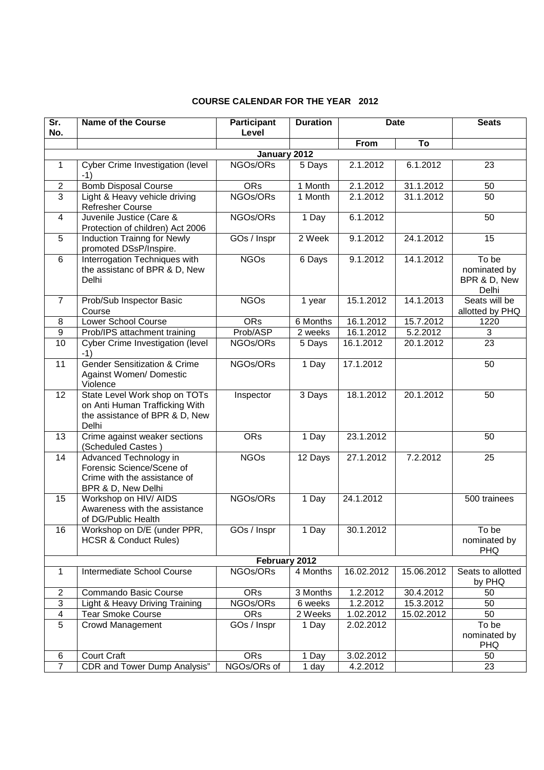**COURSE CALENDAR FOR THE YEAR 2012**

| Sr. No. | Name of the Course | Participant Level | Duration | Date | | Seats |
|---|---|---|---|---|---|---|
| | | | | From | To | |
| | | | January 2012 | | | |
| 1 | Cyber Crime Investigation (level -1) | NGOs/ORs | 5 Days | 2.1.2012 | 6.1.2012 | 23 |
| 2 | Bomb Disposal Course | ORs | 1 Month | 2.1.2012 | 31.1.2012 | 50 |
| 3 | Light & Heavy vehicle driving Refresher Course | NGOs/ORs | 1 Month | 2.1.2012 | 31.1.2012 | 50 |
| 4 | Juvenile Justice (Care & Protection of children) Act 2006 | NGOs/ORs | 1 Day | 6.1.2012 | | 50 |
| 5 | Induction Trainng for Newly promoted DSsP/Inspire. | GOs / Inspr | 2 Week | 9.1.2012 | 24.1.2012 | 15 |
| 6 | Interrogation Techniques with the assistanc of BPR & D, New Delhi | NGOs | 6 Days | 9.1.2012 | 14.1.2012 | To be nominated by BPR & D, New Delhi |
| 7 | Prob/Sub Inspector Basic Course | NGOs | 1 year | 15.1.2012 | 14.1.2013 | Seats will be allotted by PHQ |
| 8 | Lower School Course | ORs | 6 Months | 16.1.2012 | 15.7.2012 | 1220 |
| 9 | Prob/IPS attachment training | Prob/ASP | 2 weeks | 16.1.2012 | 5.2.2012 | 3 |
| 10 | Cyber Crime Investigation (level -1) | NGOs/ORs | 5 Days | 16.1.2012 | 20.1.2012 | 23 |
| 11 | Gender Sensitization & Crime Against Women/ Domestic Violence | NGOs/ORs | 1 Day | 17.1.2012 | | 50 |
| 12 | State Level Work shop on TOTs on Anti Human Trafficking With the assistance of BPR & D, New Delhi | Inspector | 3 Days | 18.1.2012 | 20.1.2012 | 50 |
| 13 | Crime against weaker sections (Scheduled Castes ) | ORs | 1 Day | 23.1.2012 | | 50 |
| 14 | Advanced Technology in Forensic Science/Scene of Crime with the assistance of BPR & D, New Delhi | NGOs | 12 Days | 27.1.2012 | 7.2.2012 | 25 |
| 15 | Workshop on HIV/ AIDS Awareness with the assistance of DG/Public Health | NGOs/ORs | 1 Day | 24.1.2012 | | 500 trainees |
| 16 | Workshop on D/E (under PPR, HCSR & Conduct Rules) | GOs / Inspr | 1 Day | 30.1.2012 | | To be nominated by PHQ |
| | | | February 2012 | | | |
| 1 | Intermediate School Course | NGOs/ORs | 4 Months | 16.02.2012 | 15.06.2012 | Seats to allotted by PHQ |
| 2 | Commando Basic Course | ORs | 3 Months | 1.2.2012 | 30.4.2012 | 50 |
| 3 | Light & Heavy Driving Training | NGOs/ORs | 6 weeks | 1.2.2012 | 15.3.2012 | 50 |
| 4 | Tear Smoke Course | ORs | 2 Weeks | 1.02.2012 | 15.02.2012 | 50 |
| 5 | Crowd Management | GOs / Inspr | 1 Day | 2.02.2012 | | To be nominated by PHQ |
| 6 | Court Craft | ORs | 1 Day | 3.02.2012 | | 50 |
| 7 | CDR and Tower Dump Analysis" | NGOs/ORs of | 1 day | 4.2.2012 | | 23 |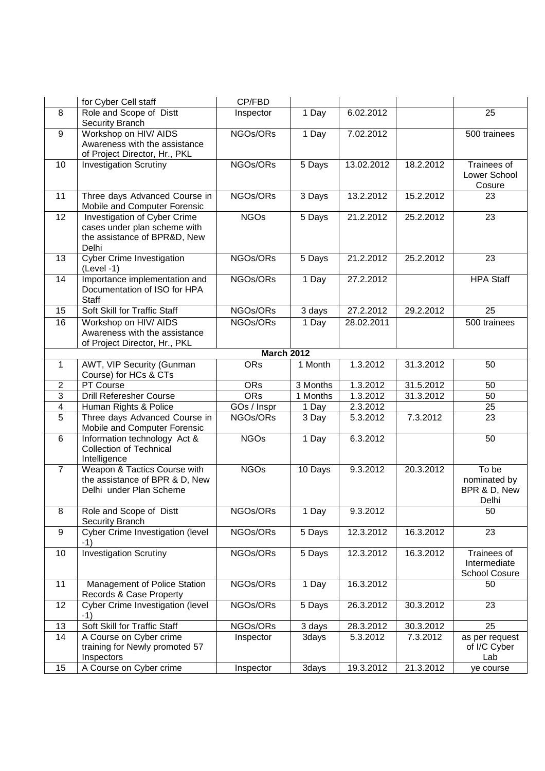| | | | | | | |
|---|---|---|---|---|---|---|
| | for Cyber Cell staff | CP/FBD | | | | |
| 8 | Role and Scope of Distt Security Branch | Inspector | 1 Day | 6.02.2012 | | 25 |
| 9 | Workshop on HIV/ AIDS Awareness with the assistance of Project Director, Hr., PKL | NGOs/ORs | 1 Day | 7.02.2012 | | 500 trainees |
| 10 | Investigation Scrutiny | NGOs/ORs | 5 Days | 13.02.2012 | 18.2.2012 | Trainees of Lower School Cosure |
| 11 | Three days Advanced Course in Mobile and Computer Forensic | NGOs/ORs | 3 Days | 13.2.2012 | 15.2.2012 | 23 |
| 12 | Investigation of Cyber Crime cases under plan scheme with the assistance of BPR&D, New Delhi | NGOs | 5 Days | 21.2.2012 | 25.2.2012 | 23 |
| 13 | Cyber Crime Investigation (Level -1) | NGOs/ORs | 5 Days | 21.2.2012 | 25.2.2012 | 23 |
| 14 | Importance implementation and Documentation of ISO for HPA Staff | NGOs/ORs | 1 Day | 27.2.2012 | | HPA Staff |
| 15 | Soft Skill for Traffic Staff | NGOs/ORs | 3 days | 27.2.2012 | 29.2.2012 | 25 |
| 16 | Workshop on HIV/ AIDS Awareness with the assistance of Project Director, Hr., PKL | NGOs/ORs | 1 Day | 28.02.2011 | | 500 trainees |
| | | **March 2012** | | | | |
| 1 | AWT, VIP Security (Gunman Course) for HCs & CTs | ORs | 1 Month | 1.3.2012 | 31.3.2012 | 50 |
| 2 | PT Course | ORs | 3 Months | 1.3.2012 | 31.5.2012 | 50 |
| 3 | Drill Referesher Course | ORs | 1 Months | 1.3.2012 | 31.3.2012 | 50 |
| 4 | Human Rights & Police | GOs / Inspr | 1 Day | 2.3.2012 | | 25 |
| 5 | Three days Advanced Course in Mobile and Computer Forensic | NGOs/ORs | 3 Day | 5.3.2012 | 7.3.2012 | 23 |
| 6 | Information technology Act & Collection of Technical Intelligence | NGOs | 1 Day | 6.3.2012 | | 50 |
| 7 | Weapon & Tactics Course with the assistance of BPR & D, New Delhi under Plan Scheme | NGOs | 10 Days | 9.3.2012 | 20.3.2012 | To be nominated by BPR & D, New Delhi |
| 8 | Role and Scope of Distt Security Branch | NGOs/ORs | 1 Day | 9.3.2012 | | 50 |
| 9 | Cyber Crime Investigation (level -1) | NGOs/ORs | 5 Days | 12.3.2012 | 16.3.2012 | 23 |
| 10 | Investigation Scrutiny | NGOs/ORs | 5 Days | 12.3.2012 | 16.3.2012 | Trainees of Intermediate School Cosure |
| 11 | Management of Police Station Records & Case Property | NGOs/ORs | 1 Day | 16.3.2012 | | 50 |
| 12 | Cyber Crime Investigation (level -1) | NGOs/ORs | 5 Days | 26.3.2012 | 30.3.2012 | 23 |
| 13 | Soft Skill for Traffic Staff | NGOs/ORs | 3 days | 28.3.2012 | 30.3.2012 | 25 |
| 14 | A Course on Cyber crime training for Newly promoted 57 Inspectors | Inspector | 3days | 5.3.2012 | 7.3.2012 | as per request of I/C Cyber Lab |
| 15 | A Course on Cyber crime | Inspector | 3days | 19.3.2012 | 21.3.2012 | ye course |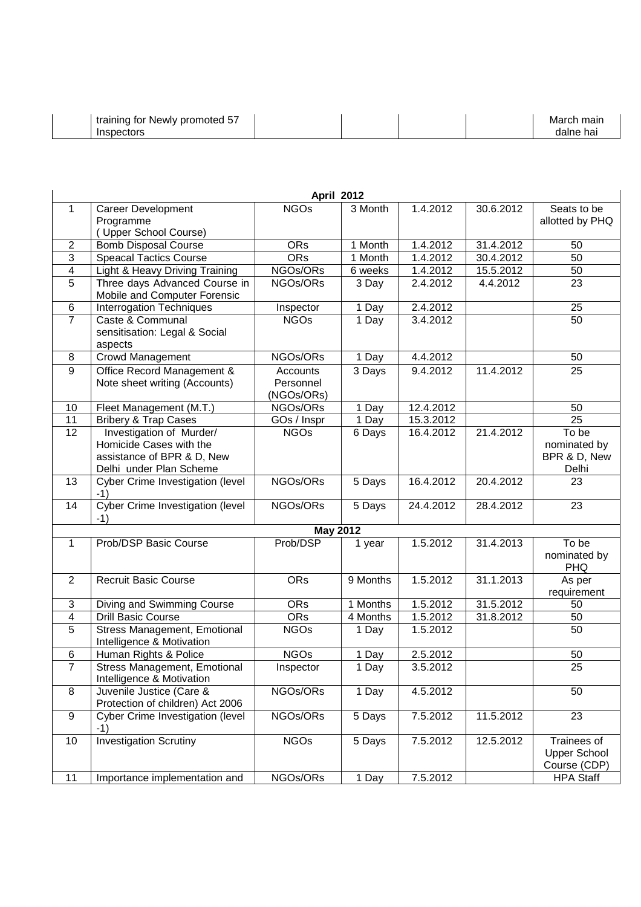|  | training for Newly promoted 57 Inspectors |  |  |  |  | March main dalne hai |
|---|---|---|---|---|---|---|

| April 2012 | | | | | | |
|---|---|---|---|---|---|---|
| 1 | Career Development Programme (Upper School Course) | NGOs | 3 Month | 1.4.2012 | 30.6.2012 | Seats to be allotted by PHQ |
| 2 | Bomb Disposal Course | ORs | 1 Month | 1.4.2012 | 31.4.2012 | 50 |
| 3 | Speacal Tactics Course | ORs | 1 Month | 1.4.2012 | 30.4.2012 | 50 |
| 4 | Light & Heavy Driving Training | NGOs/ORs | 6 weeks | 1.4.2012 | 15.5.2012 | 50 |
| 5 | Three days Advanced Course in Mobile and Computer Forensic | NGOs/ORs | 3 Day | 2.4.2012 | 4.4.2012 | 23 |
| 6 | Interrogation Techniques | Inspector | 1 Day | 2.4.2012 |  | 25 |
| 7 | Caste & Communal sensitisation: Legal & Social aspects | NGOs | 1 Day | 3.4.2012 |  | 50 |
| 8 | Crowd Management | NGOs/ORs | 1 Day | 4.4.2012 |  | 50 |
| 9 | Office Record Management & Note sheet writing (Accounts) | Accounts Personnel (NGOs/ORs) | 3 Days | 9.4.2012 | 11.4.2012 | 25 |
| 10 | Fleet Management (M.T.) | NGOs/ORs | 1 Day | 12.4.2012 |  | 50 |
| 11 | Bribery & Trap Cases | GOs / Inspr | 1 Day | 15.3.2012 |  | 25 |
| 12 | Investigation of Murder/ Homicide Cases with the assistance of BPR & D, New Delhi under Plan Scheme | NGOs | 6 Days | 16.4.2012 | 21.4.2012 | To be nominated by BPR & D, New Delhi |
| 13 | Cyber Crime Investigation (level -1) | NGOs/ORs | 5 Days | 16.4.2012 | 20.4.2012 | 23 |
| 14 | Cyber Crime Investigation (level -1) | NGOs/ORs | 5 Days | 24.4.2012 | 28.4.2012 | 23 |
| May 2012 | | | | | | |
| 1 | Prob/DSP Basic Course | Prob/DSP | 1 year | 1.5.2012 | 31.4.2013 | To be nominated by PHQ |
| 2 | Recruit Basic Course | ORs | 9 Months | 1.5.2012 | 31.1.2013 | As per requirement |
| 3 | Diving and Swimming Course | ORs | 1 Months | 1.5.2012 | 31.5.2012 | 50 |
| 4 | Drill Basic Course | ORs | 4 Months | 1.5.2012 | 31.8.2012 | 50 |
| 5 | Stress Management, Emotional Intelligence & Motivation | NGOs | 1 Day | 1.5.2012 |  | 50 |
| 6 | Human Rights & Police | NGOs | 1 Day | 2.5.2012 |  | 50 |
| 7 | Stress Management, Emotional Intelligence & Motivation | Inspector | 1 Day | 3.5.2012 |  | 25 |
| 8 | Juvenile Justice (Care & Protection of children) Act 2006 | NGOs/ORs | 1 Day | 4.5.2012 |  | 50 |
| 9 | Cyber Crime Investigation (level -1) | NGOs/ORs | 5 Days | 7.5.2012 | 11.5.2012 | 23 |
| 10 | Investigation Scrutiny | NGOs | 5 Days | 7.5.2012 | 12.5.2012 | Trainees of Upper School Course (CDP) |
| 11 | Importance implementation and | NGOs/ORs | 1 Day | 7.5.2012 |  | HPA Staff |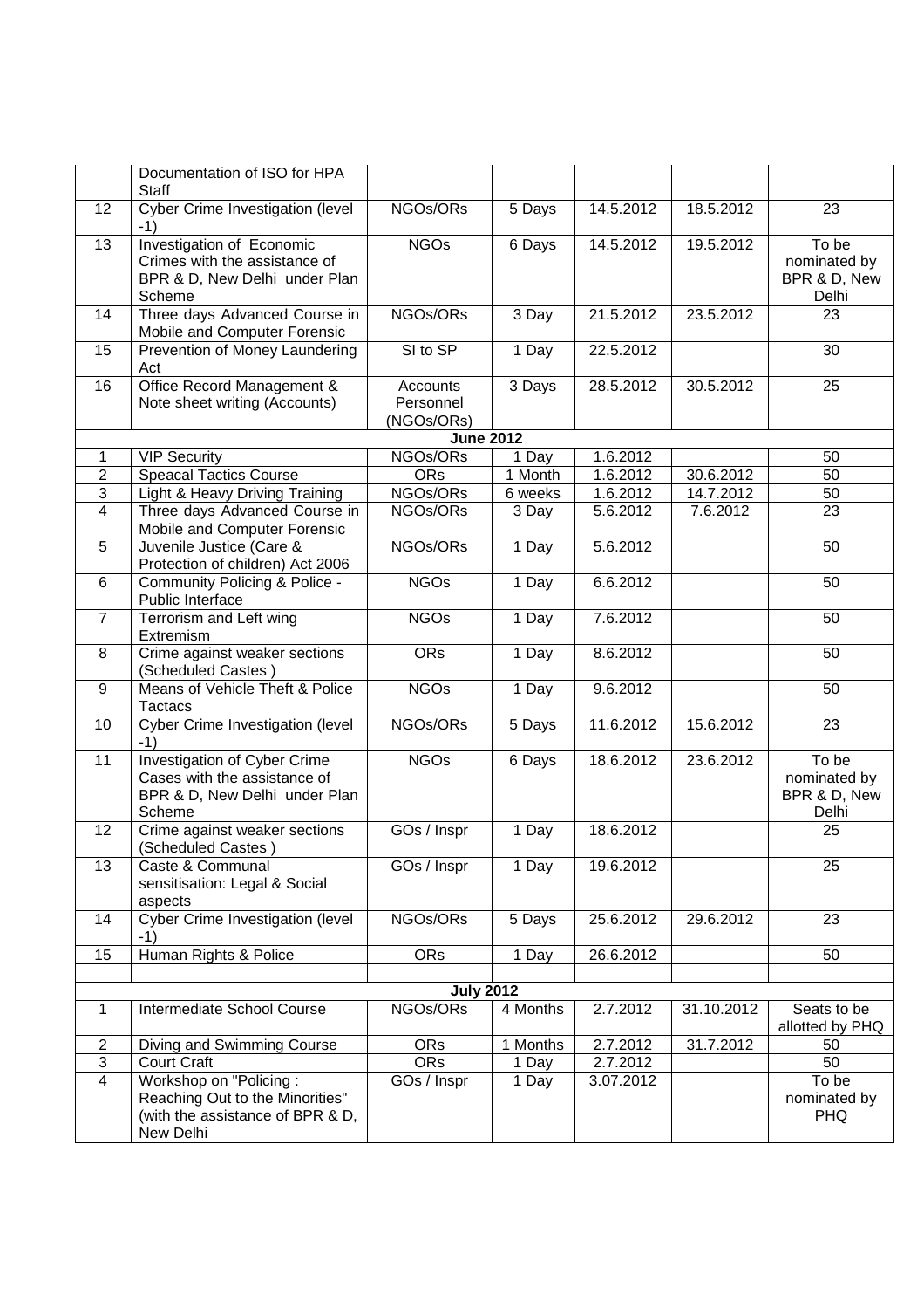| | Documentation of ISO for HPA Staff | | | | | |
|---|---|---|---|---|---|---|
| 12 | Cyber Crime Investigation (level -1) | NGOs/ORs | 5 Days | 14.5.2012 | 18.5.2012 | 23 |
| 13 | Investigation of Economic Crimes with the assistance of BPR & D, New Delhi under Plan Scheme | NGOs | 6 Days | 14.5.2012 | 19.5.2012 | To be nominated by BPR & D, New Delhi |
| 14 | Three days Advanced Course in Mobile and Computer Forensic | NGOs/ORs | 3 Day | 21.5.2012 | 23.5.2012 | 23 |
| 15 | Prevention of Money Laundering Act | SI to SP | 1 Day | 22.5.2012 | | 30 |
| 16 | Office Record Management & Note sheet writing (Accounts) | Accounts Personnel (NGOs/ORs) | 3 Days | 28.5.2012 | 30.5.2012 | 25 |
| | | | **June 2012** | | | |
| 1 | VIP Security | NGOs/ORs | 1 Day | 1.6.2012 | | 50 |
| 2 | Speacal Tactics Course | ORs | 1 Month | 1.6.2012 | 30.6.2012 | 50 |
| 3 | Light & Heavy Driving Training | NGOs/ORs | 6 weeks | 1.6.2012 | 14.7.2012 | 50 |
| 4 | Three days Advanced Course in Mobile and Computer Forensic | NGOs/ORs | 3 Day | 5.6.2012 | 7.6.2012 | 23 |
| 5 | Juvenile Justice (Care & Protection of children) Act 2006 | NGOs/ORs | 1 Day | 5.6.2012 | | 50 |
| 6 | Community Policing & Police - Public Interface | NGOs | 1 Day | 6.6.2012 | | 50 |
| 7 | Terrorism and Left wing Extremism | NGOs | 1 Day | 7.6.2012 | | 50 |
| 8 | Crime against weaker sections (Scheduled Castes ) | ORs | 1 Day | 8.6.2012 | | 50 |
| 9 | Means of Vehicle Theft & Police Tactacs | NGOs | 1 Day | 9.6.2012 | | 50 |
| 10 | Cyber Crime Investigation (level -1) | NGOs/ORs | 5 Days | 11.6.2012 | 15.6.2012 | 23 |
| 11 | Investigation of Cyber Crime Cases with the assistance of BPR & D, New Delhi under Plan Scheme | NGOs | 6 Days | 18.6.2012 | 23.6.2012 | To be nominated by BPR & D, New Delhi |
| 12 | Crime against weaker sections (Scheduled Castes ) | GOs / Inspr | 1 Day | 18.6.2012 | | 25 |
| 13 | Caste & Communal sensitisation: Legal & Social aspects | GOs / Inspr | 1 Day | 19.6.2012 | | 25 |
| 14 | Cyber Crime Investigation (level -1) | NGOs/ORs | 5 Days | 25.6.2012 | 29.6.2012 | 23 |
| 15 | Human Rights & Police | ORs | 1 Day | 26.6.2012 | | 50 |
| | | | | | | |
| | | | **July 2012** | | | |
| 1 | Intermediate School Course | NGOs/ORs | 4 Months | 2.7.2012 | 31.10.2012 | Seats to be allotted by PHQ |
| 2 | Diving and Swimming Course | ORs | 1 Months | 2.7.2012 | 31.7.2012 | 50 |
| 3 | Court Craft | ORs | 1 Day | 2.7.2012 | | 50 |
| 4 | Workshop on "Policing : Reaching Out to the Minorities" (with the assistance of BPR & D, New Delhi | GOs / Inspr | 1 Day | 3.07.2012 | | To be nominated by PHQ |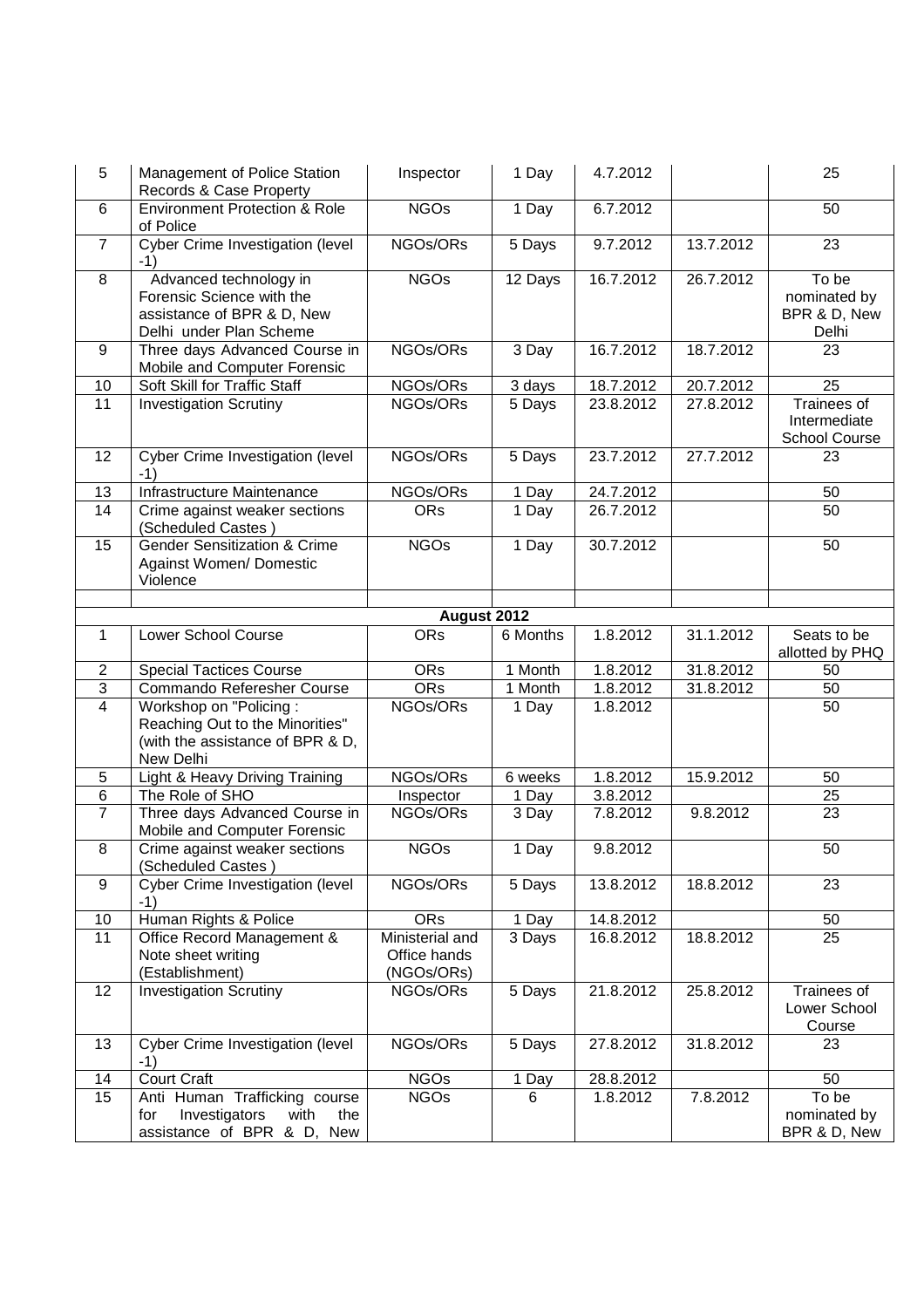| | | | | | | |
|---|---|---|---|---|---|---|
| 5 | Management of Police Station Records & Case Property | Inspector | 1 Day | 4.7.2012 | | 25 |
| 6 | Environment Protection & Role of Police | NGOs | 1 Day | 6.7.2012 | | 50 |
| 7 | Cyber Crime Investigation (level -1) | NGOs/ORs | 5 Days | 9.7.2012 | 13.7.2012 | 23 |
| 8 | Advanced technology in Forensic Science with the assistance of BPR & D, New Delhi under Plan Scheme | NGOs | 12 Days | 16.7.2012 | 26.7.2012 | To be nominated by BPR & D, New Delhi |
| 9 | Three days Advanced Course in Mobile and Computer Forensic | NGOs/ORs | 3 Day | 16.7.2012 | 18.7.2012 | 23 |
| 10 | Soft Skill for Traffic Staff | NGOs/ORs | 3 days | 18.7.2012 | 20.7.2012 | 25 |
| 11 | Investigation Scrutiny | NGOs/ORs | 5 Days | 23.8.2012 | 27.8.2012 | Trainees of Intermediate School Course |
| 12 | Cyber Crime Investigation (level -1) | NGOs/ORs | 5 Days | 23.7.2012 | 27.7.2012 | 23 |
| 13 | Infrastructure Maintenance | NGOs/ORs | 1 Day | 24.7.2012 | | 50 |
| 14 | Crime against weaker sections (Scheduled Castes ) | ORs | 1 Day | 26.7.2012 | | 50 |
| 15 | Gender Sensitization & Crime Against Women/ Domestic Violence | NGOs | 1 Day | 30.7.2012 | | 50 |
| | | | | | | |
| | | | **August 2012** | | | |
| 1 | Lower School Course | ORs | 6 Months | 1.8.2012 | 31.1.2012 | Seats to be allotted by PHQ |
| 2 | Special Tactices Course | ORs | 1 Month | 1.8.2012 | 31.8.2012 | 50 |
| 3 | Commando Referesher Course | ORs | 1 Month | 1.8.2012 | 31.8.2012 | 50 |
| 4 | Workshop on "Policing : Reaching Out to the Minorities" (with the assistance of BPR & D, New Delhi | NGOs/ORs | 1 Day | 1.8.2012 | | 50 |
| 5 | Light & Heavy Driving Training | NGOs/ORs | 6 weeks | 1.8.2012 | 15.9.2012 | 50 |
| 6 | The Role of SHO | Inspector | 1 Day | 3.8.2012 | | 25 |
| 7 | Three days Advanced Course in Mobile and Computer Forensic | NGOs/ORs | 3 Day | 7.8.2012 | 9.8.2012 | 23 |
| 8 | Crime against weaker sections (Scheduled Castes ) | NGOs | 1 Day | 9.8.2012 | | 50 |
| 9 | Cyber Crime Investigation (level -1) | NGOs/ORs | 5 Days | 13.8.2012 | 18.8.2012 | 23 |
| 10 | Human Rights & Police | ORs | 1 Day | 14.8.2012 | | 50 |
| 11 | Office Record Management & Note sheet writing (Establishment) | Ministerial and Office hands (NGOs/ORs) | 3 Days | 16.8.2012 | 18.8.2012 | 25 |
| 12 | Investigation Scrutiny | NGOs/ORs | 5 Days | 21.8.2012 | 25.8.2012 | Trainees of Lower School Course |
| 13 | Cyber Crime Investigation (level -1) | NGOs/ORs | 5 Days | 27.8.2012 | 31.8.2012 | 23 |
| 14 | Court Craft | NGOs | 1 Day | 28.8.2012 | | 50 |
| 15 | Anti Human Trafficking course for Investigators with the assistance of BPR & D, New | NGOs | 6 | 1.8.2012 | 7.8.2012 | To be nominated by BPR & D, New |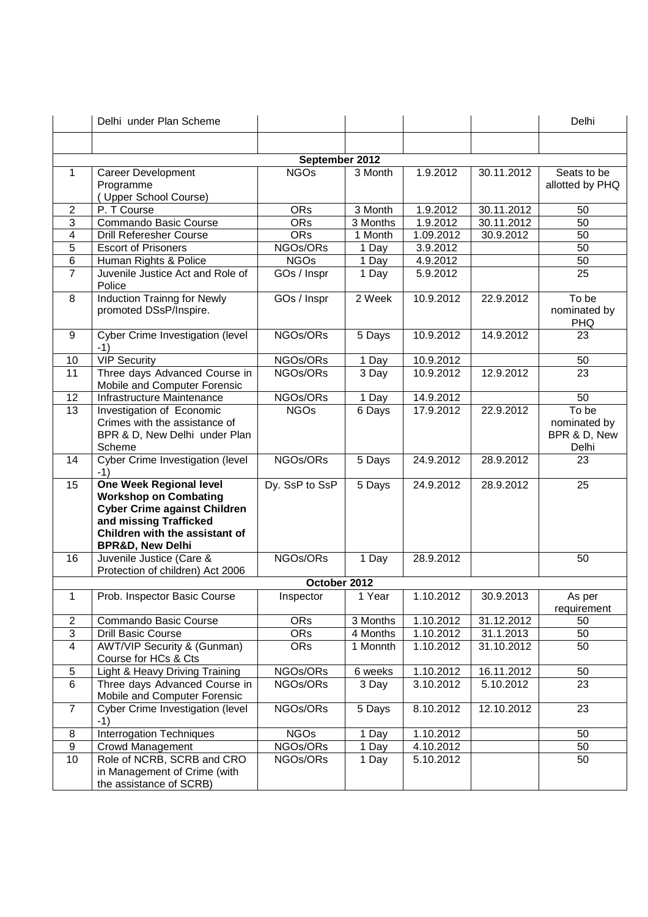|  | Delhi under Plan Scheme |  |  |  |  | Delhi |
|---|---|---|---|---|---|---|
|  |  |  |  |  |  |  |
| **September 2012** | | | | | | |
| 1 | Career Development Programme ( Upper School Course) | NGOs | 3 Month | 1.9.2012 | 30.11.2012 | Seats to be allotted by PHQ |
| 2 | P. T Course | ORs | 3 Month | 1.9.2012 | 30.11.2012 | 50 |
| 3 | Commando Basic Course | ORs | 3 Months | 1.9.2012 | 30.11.2012 | 50 |
| 4 | Drill Referesher Course | ORs | 1 Month | 1.09.2012 | 30.9.2012 | 50 |
| 5 | Escort of Prisoners | NGOs/ORs | 1 Day | 3.9.2012 |  | 50 |
| 6 | Human Rights & Police | NGOs | 1 Day | 4.9.2012 |  | 50 |
| 7 | Juvenile Justice Act and Role of Police | GOs / Inspr | 1 Day | 5.9.2012 |  | 25 |
| 8 | Induction Trainng for Newly promoted DSsP/Inspire. | GOs / Inspr | 2 Week | 10.9.2012 | 22.9.2012 | To be nominated by PHQ |
| 9 | Cyber Crime Investigation (level -1) | NGOs/ORs | 5 Days | 10.9.2012 | 14.9.2012 | 23 |
| 10 | VIP Security | NGOs/ORs | 1 Day | 10.9.2012 |  | 50 |
| 11 | Three days Advanced Course in Mobile and Computer Forensic | NGOs/ORs | 3 Day | 10.9.2012 | 12.9.2012 | 23 |
| 12 | Infrastructure Maintenance | NGOs/ORs | 1 Day | 14.9.2012 |  | 50 |
| 13 | Investigation of Economic Crimes with the assistance of BPR & D, New Delhi under Plan Scheme | NGOs | 6 Days | 17.9.2012 | 22.9.2012 | To be nominated by BPR & D, New Delhi |
| 14 | Cyber Crime Investigation (level -1) | NGOs/ORs | 5 Days | 24.9.2012 | 28.9.2012 | 23 |
| 15 | **One Week Regional level Workshop on Combating Cyber Crime against Children and missing Trafficked Children with the assistant of BPR&D, New Delhi** | Dy. SsP to SsP | 5 Days | 24.9.2012 | 28.9.2012 | 25 |
| 16 | Juvenile Justice (Care & Protection of children) Act 2006 | NGOs/ORs | 1 Day | 28.9.2012 |  | 50 |
| **October 2012** | | | | | | |
| 1 | Prob. Inspector Basic Course | Inspector | 1 Year | 1.10.2012 | 30.9.2013 | As per requirement |
| 2 | Commando Basic Course | ORs | 3 Months | 1.10.2012 | 31.12.2012 | 50 |
| 3 | Drill Basic Course | ORs | 4 Months | 1.10.2012 | 31.1.2013 | 50 |
| 4 | AWT/VIP Security & (Gunman) Course for HCs & Cts | ORs | 1 Monnth | 1.10.2012 | 31.10.2012 | 50 |
| 5 | Light & Heavy Driving Training | NGOs/ORs | 6 weeks | 1.10.2012 | 16.11.2012 | 50 |
| 6 | Three days Advanced Course in Mobile and Computer Forensic | NGOs/ORs | 3 Day | 3.10.2012 | 5.10.2012 | 23 |
| 7 | Cyber Crime Investigation (level -1) | NGOs/ORs | 5 Days | 8.10.2012 | 12.10.2012 | 23 |
| 8 | Interrogation Techniques | NGOs | 1 Day | 1.10.2012 |  | 50 |
| 9 | Crowd Management | NGOs/ORs | 1 Day | 4.10.2012 |  | 50 |
| 10 | Role of NCRB, SCRB and CRO in Management of Crime (with the assistance of SCRB) | NGOs/ORs | 1 Day | 5.10.2012 |  | 50 |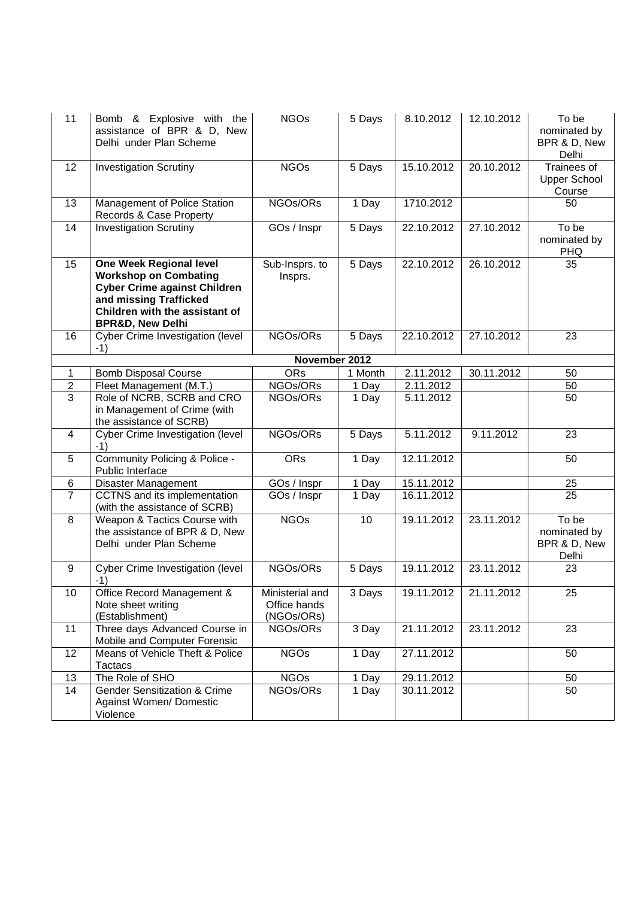| 11 | Bomb & Explosive with the assistance of BPR & D, New Delhi under Plan Scheme | NGOs | 5 Days | 8.10.2012 | 12.10.2012 | To be nominated by BPR & D, New Delhi |
|---|---|---|---|---|---|---|
| 12 | Investigation Scrutiny | NGOs | 5 Days | 15.10.2012 | 20.10.2012 | Trainees of Upper School Course |
| 13 | Management of Police Station Records & Case Property | NGOs/ORs | 1 Day | 1710.2012 | | 50 |
| 14 | Investigation Scrutiny | GOs / Inspr | 5 Days | 22.10.2012 | 27.10.2012 | To be nominated by PHQ |
| 15 | **One Week Regional level Workshop on Combating Cyber Crime against Children and missing Trafficked Children with the assistant of BPR&D, New Delhi** | Sub-Insprs. to Insprs. | 5 Days | 22.10.2012 | 26.10.2012 | 35 |
| 16 | Cyber Crime Investigation (level -1) | NGOs/ORs | 5 Days | 22.10.2012 | 27.10.2012 | 23 |
| | | | **November 2012** | | | |
| 1 | Bomb Disposal Course | ORs | 1 Month | 2.11.2012 | 30.11.2012 | 50 |
| 2 | Fleet Management (M.T.) | NGOs/ORs | 1 Day | 2.11.2012 | | 50 |
| 3 | Role of NCRB, SCRB and CRO in Management of Crime (with the assistance of SCRB) | NGOs/ORs | 1 Day | 5.11.2012 | | 50 |
| 4 | Cyber Crime Investigation (level -1) | NGOs/ORs | 5 Days | 5.11.2012 | 9.11.2012 | 23 |
| 5 | Community Policing & Police - Public Interface | ORs | 1 Day | 12.11.2012 | | 50 |
| 6 | Disaster Management | GOs / Inspr | 1 Day | 15.11.2012 | | 25 |
| 7 | CCTNS and its implementation (with the assistance of SCRB) | GOs / Inspr | 1 Day | 16.11.2012 | | 25 |
| 8 | Weapon & Tactics Course with the assistance of BPR & D, New Delhi under Plan Scheme | NGOs | 10 | 19.11.2012 | 23.11.2012 | To be nominated by BPR & D, New Delhi |
| 9 | Cyber Crime Investigation (level -1) | NGOs/ORs | 5 Days | 19.11.2012 | 23.11.2012 | 23 |
| 10 | Office Record Management & Note sheet writing (Establishment) | Ministerial and Office hands (NGOs/ORs) | 3 Days | 19.11.2012 | 21.11.2012 | 25 |
| 11 | Three days Advanced Course in Mobile and Computer Forensic | NGOs/ORs | 3 Day | 21.11.2012 | 23.11.2012 | 23 |
| 12 | Means of Vehicle Theft & Police Tactacs | NGOs | 1 Day | 27.11.2012 | | 50 |
| 13 | The Role of SHO | NGOs | 1 Day | 29.11.2012 | | 50 |
| 14 | Gender Sensitization & Crime Against Women/ Domestic Violence | NGOs/ORs | 1 Day | 30.11.2012 | | 50 |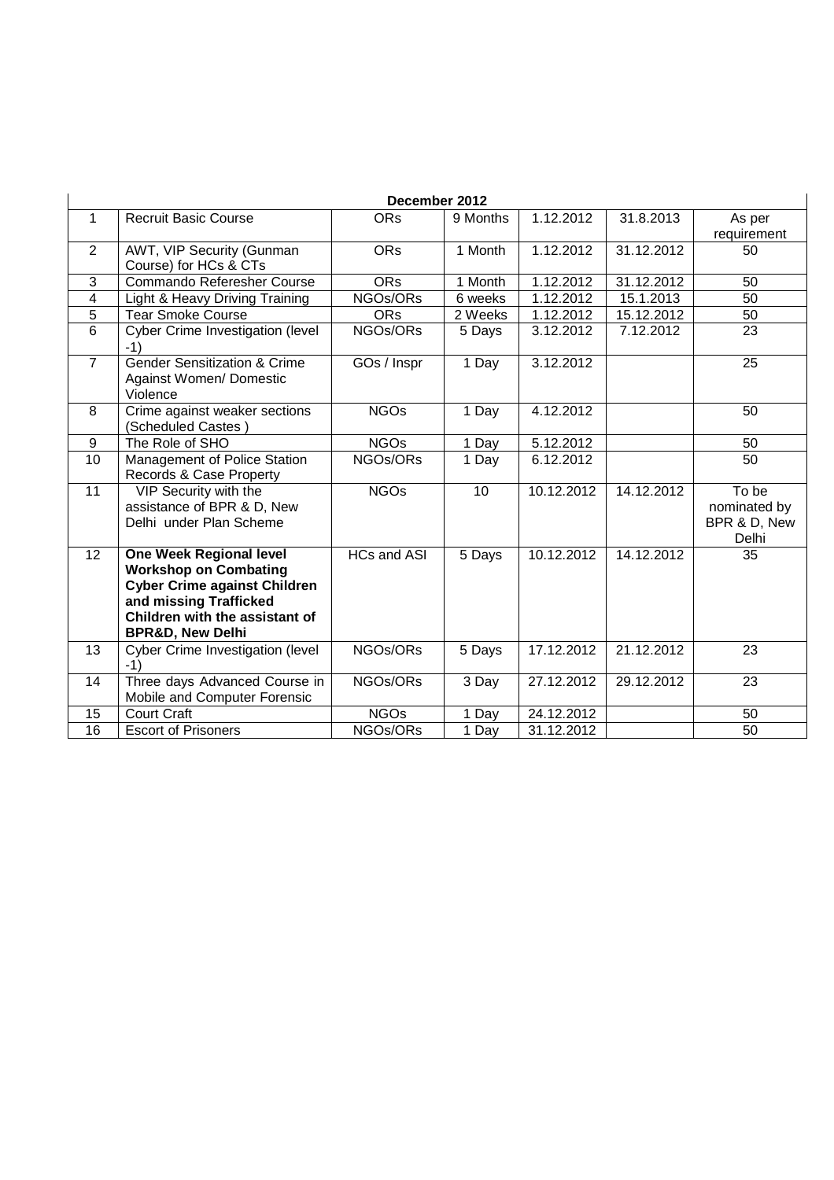| | | | | | | |
|---|---|---|---|---|---|---|
| | | | **December 2012** | | | |
| 1 | Recruit Basic Course | ORs | 9 Months | 1.12.2012 | 31.8.2013 | As per requirement |
| 2 | AWT, VIP Security (Gunman Course) for HCs & CTs | ORs | 1 Month | 1.12.2012 | 31.12.2012 | 50 |
| 3 | Commando Referesher Course | ORs | 1 Month | 1.12.2012 | 31.12.2012 | 50 |
| 4 | Light & Heavy Driving Training | NGOs/ORs | 6 weeks | 1.12.2012 | 15.1.2013 | 50 |
| 5 | Tear Smoke Course | ORs | 2 Weeks | 1.12.2012 | 15.12.2012 | 50 |
| 6 | Cyber Crime Investigation (level -1) | NGOs/ORs | 5 Days | 3.12.2012 | 7.12.2012 | 23 |
| 7 | Gender Sensitization & Crime Against Women/ Domestic Violence | GOs / Inspr | 1 Day | 3.12.2012 | | 25 |
| 8 | Crime against weaker sections (Scheduled Castes ) | NGOs | 1 Day | 4.12.2012 | | 50 |
| 9 | The Role of SHO | NGOs | 1 Day | 5.12.2012 | | 50 |
| 10 | Management of Police Station Records & Case Property | NGOs/ORs | 1 Day | 6.12.2012 | | 50 |
| 11 | VIP Security with the assistance of BPR & D, New Delhi under Plan Scheme | NGOs | 10 | 10.12.2012 | 14.12.2012 | To be nominated by BPR & D, New Delhi |
| 12 | **One Week Regional level Workshop on Combating Cyber Crime against Children and missing Trafficked Children with the assistant of BPR&D, New Delhi** | HCs and ASI | 5 Days | 10.12.2012 | 14.12.2012 | 35 |
| 13 | Cyber Crime Investigation (level -1) | NGOs/ORs | 5 Days | 17.12.2012 | 21.12.2012 | 23 |
| 14 | Three days Advanced Course in Mobile and Computer Forensic | NGOs/ORs | 3 Day | 27.12.2012 | 29.12.2012 | 23 |
| 15 | Court Craft | NGOs | 1 Day | 24.12.2012 | | 50 |
| 16 | Escort of Prisoners | NGOs/ORs | 1 Day | 31.12.2012 | | 50 |